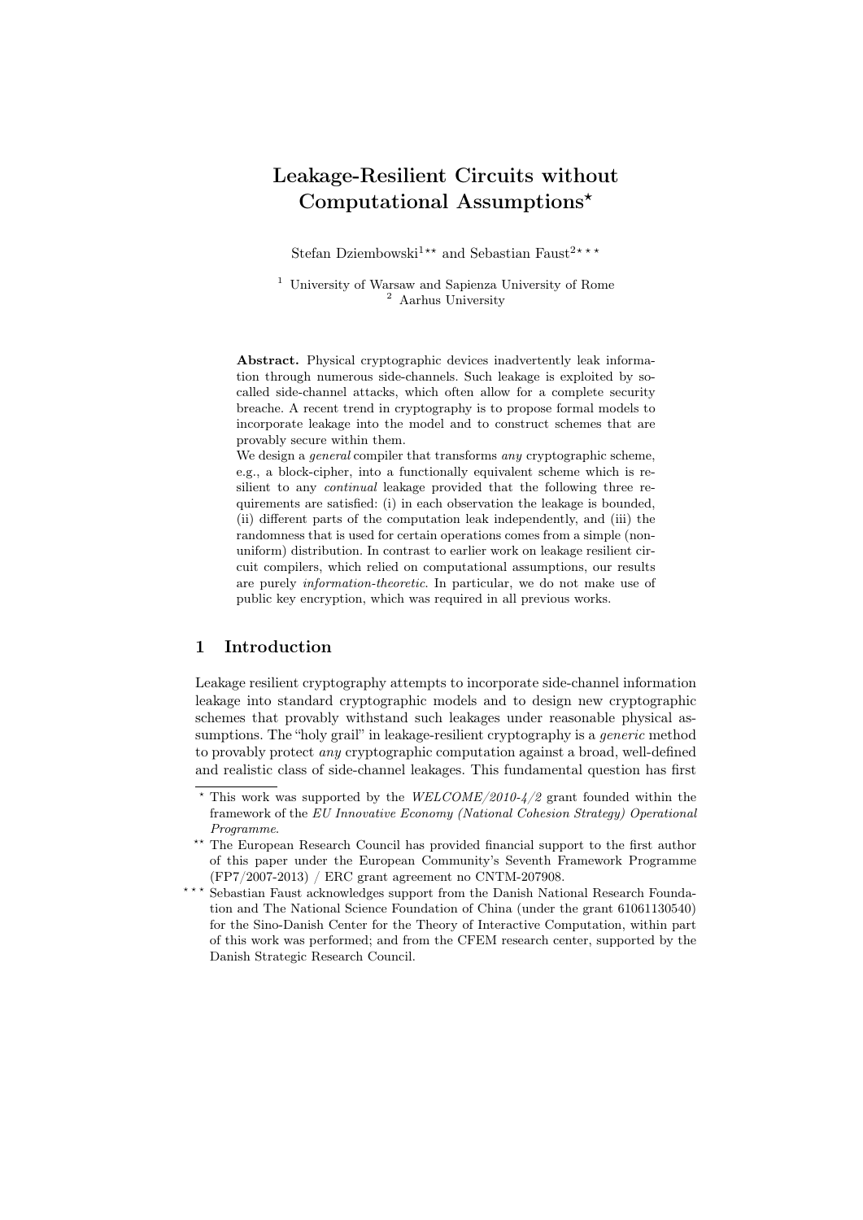# Leakage-Resilient Circuits without Computational Assumptions*

Stefan Dziembowski[1]** and Sebastian Faust[2]***

[1] University of Warsaw and Sapienza University of Rome
[2] Aarhus University

**Abstract.** Physical cryptographic devices inadvertently leak information through numerous side-channels. Such leakage is exploited by so-called side-channel attacks, which often allow for a complete security breache. A recent trend in cryptography is to propose formal models to incorporate leakage into the model and to construct schemes that are provably secure within them.

We design a *general* compiler that transforms *any* cryptographic scheme, e.g., a block-cipher, into a functionally equivalent scheme which is resilient to any *continual* leakage provided that the following three requirements are satisfied: (i) in each observation the leakage is bounded, (ii) different parts of the computation leak independently, and (iii) the randomness that is used for certain operations comes from a simple (non-uniform) distribution. In contrast to earlier work on leakage resilient circuit compilers, which relied on computational assumptions, our results are purely *information-theoretic*. In particular, we do not make use of public key encryption, which was required in all previous works.

## 1 Introduction

Leakage resilient cryptography attempts to incorporate side-channel information leakage into standard cryptographic models and to design new cryptographic schemes that provably withstand such leakages under reasonable physical assumptions. The "holy grail" in leakage-resilient cryptography is a *generic* method to provably protect *any* cryptographic computation against a broad, well-defined and realistic class of side-channel leakages. This fundamental question has first

---

* This work was supported by the *WELCOME/2010-4/2* grant founded within the framework of the *EU Innovative Economy (National Cohesion Strategy) Operational Programme*.

** The European Research Council has provided financial support to the first author of this paper under the European Community's Seventh Framework Programme (FP7/2007-2013) / ERC grant agreement no CNTM-207908.

*** Sebastian Faust acknowledges support from the Danish National Research Foundation and The National Science Foundation of China (under the grant 61061130540) for the Sino-Danish Center for the Theory of Interactive Computation, within part of this work was performed; and from the CFEM research center, supported by the Danish Strategic Research Council.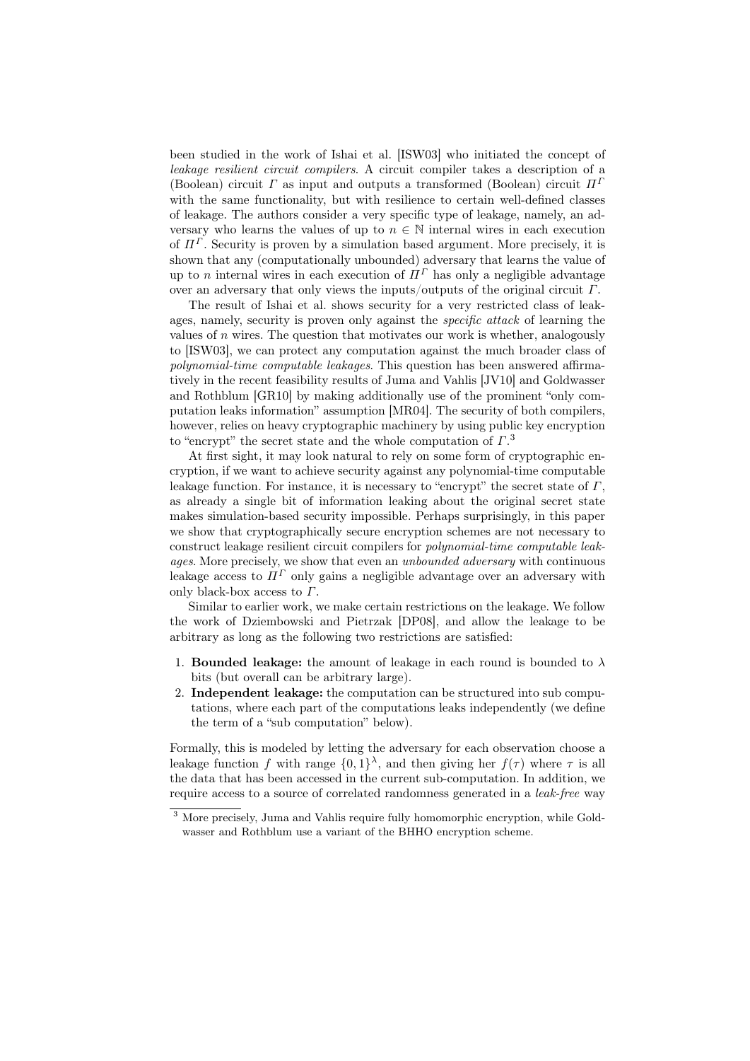been studied in the work of Ishai et al. [ISW03] who initiated the concept of *leakage resilient circuit compilers*. A circuit compiler takes a description of a (Boolean) circuit $\Gamma$ as input and outputs a transformed (Boolean) circuit $\Pi^{\Gamma}$ with the same functionality, but with resilience to certain well-defined classes of leakage. The authors consider a very specific type of leakage, namely, an adversary who learns the values of up to $n \in \mathbb{N}$ internal wires in each execution of $\Pi^{\Gamma}$. Security is proven by a simulation based argument. More precisely, it is shown that any (computationally unbounded) adversary that learns the value of up to $n$ internal wires in each execution of $\Pi^{\Gamma}$ has only a negligible advantage over an adversary that only views the inputs/outputs of the original circuit $\Gamma$.

The result of Ishai et al. shows security for a very restricted class of leakages, namely, security is proven only against the *specific attack* of learning the values of $n$ wires. The question that motivates our work is whether, analogously to [ISW03], we can protect any computation against the much broader class of *polynomial-time computable leakages*. This question has been answered affirmatively in the recent feasibility results of Juma and Vahlis [JV10] and Goldwasser and Rothblum [GR10] by making additionally use of the prominent "only computation leaks information" assumption [MR04]. The security of both compilers, however, relies on heavy cryptographic machinery by using public key encryption to "encrypt" the secret state and the whole computation of $\Gamma$.[3]

At first sight, it may look natural to rely on some form of cryptographic encryption, if we want to achieve security against any polynomial-time computable leakage function. For instance, it is necessary to "encrypt" the secret state of $\Gamma$, as already a single bit of information leaking about the original secret state makes simulation-based security impossible. Perhaps surprisingly, in this paper we show that cryptographically secure encryption schemes are not necessary to construct leakage resilient circuit compilers for *polynomial-time computable leakages*. More precisely, we show that even an *unbounded adversary* with continuous leakage access to $\Pi^{\Gamma}$ only gains a negligible advantage over an adversary with only black-box access to $\Gamma$.

Similar to earlier work, we make certain restrictions on the leakage. We follow the work of Dziembowski and Pietrzak [DP08], and allow the leakage to be arbitrary as long as the following two restrictions are satisfied:

1. **Bounded leakage:** the amount of leakage in each round is bounded to $\lambda$ bits (but overall can be arbitrary large).
2. **Independent leakage:** the computation can be structured into sub computations, where each part of the computations leaks independently (we define the term of a "sub computation" below).

Formally, this is modeled by letting the adversary for each observation choose a leakage function $f$ with range $\{0,1\}^{\lambda}$, and then giving her $f(\tau)$ where $\tau$ is all the data that has been accessed in the current sub-computation. In addition, we require access to a source of correlated randomness generated in a *leak-free* way

[3] More precisely, Juma and Vahlis require fully homomorphic encryption, while Goldwasser and Rothblum use a variant of the BHHO encryption scheme.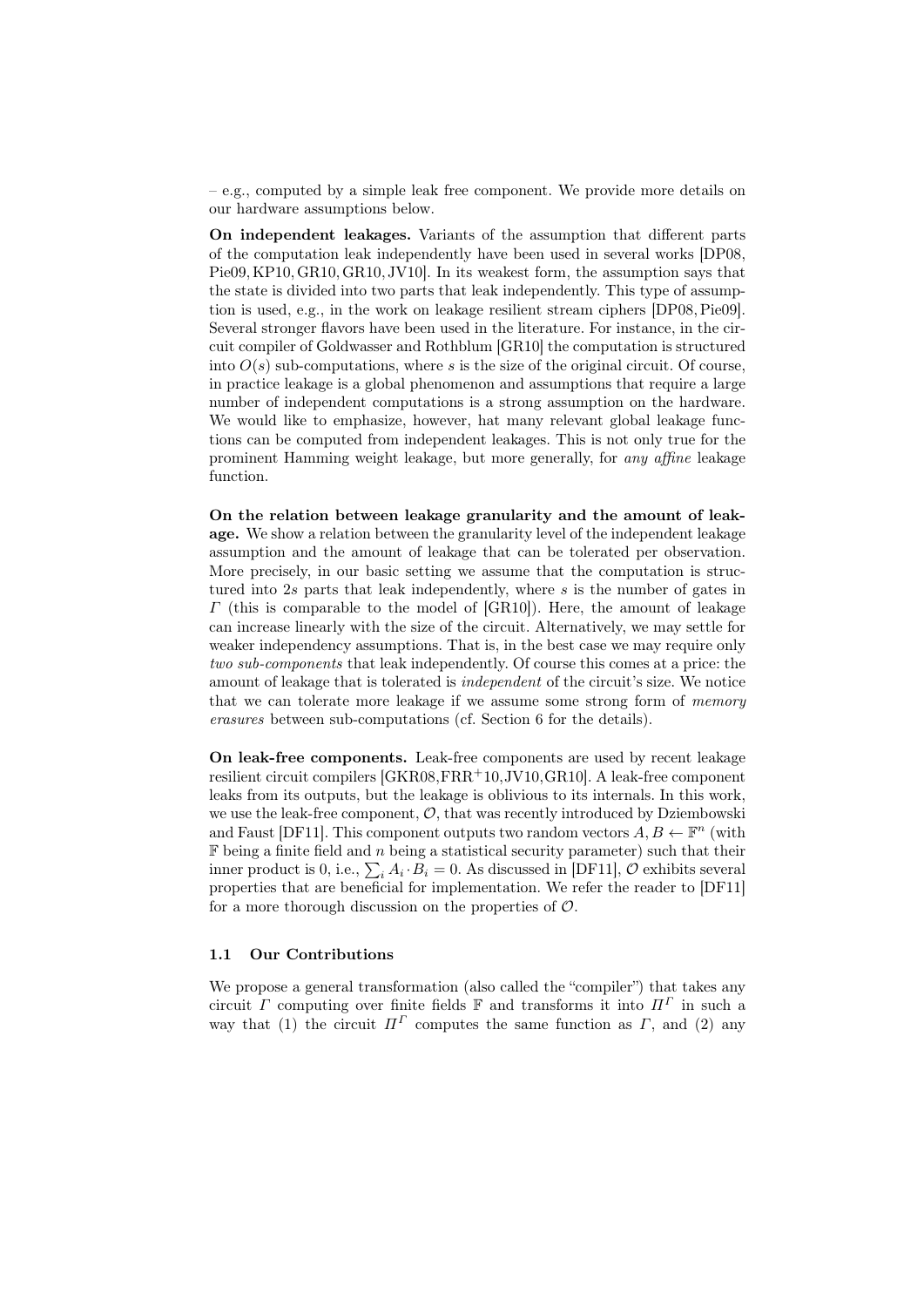– e.g., computed by a simple leak free component. We provide more details on our hardware assumptions below.

**On independent leakages.** Variants of the assumption that different parts of the computation leak independently have been used in several works [DP08, Pie09, KP10, GR10, GR10, JV10]. In its weakest form, the assumption says that the state is divided into two parts that leak independently. This type of assumption is used, e.g., in the work on leakage resilient stream ciphers [DP08, Pie09]. Several stronger flavors have been used in the literature. For instance, in the circuit compiler of Goldwasser and Rothblum [GR10] the computation is structured into $O(s)$ sub-computations, where $s$ is the size of the original circuit. Of course, in practice leakage is a global phenomenon and assumptions that require a large number of independent computations is a strong assumption on the hardware. We would like to emphasize, however, hat many relevant global leakage functions can be computed from independent leakages. This is not only true for the prominent Hamming weight leakage, but more generally, for *any affine* leakage function.

**On the relation between leakage granularity and the amount of leakage.** We show a relation between the granularity level of the independent leakage assumption and the amount of leakage that can be tolerated per observation. More precisely, in our basic setting we assume that the computation is structured into $2s$ parts that leak independently, where $s$ is the number of gates in $\Gamma$ (this is comparable to the model of [GR10]). Here, the amount of leakage can increase linearly with the size of the circuit. Alternatively, we may settle for weaker independency assumptions. That is, in the best case we may require only *two sub-components* that leak independently. Of course this comes at a price: the amount of leakage that is tolerated is *independent* of the circuit's size. We notice that we can tolerate more leakage if we assume some strong form of *memory erasures* between sub-computations (cf. Section 6 for the details).

**On leak-free components.** Leak-free components are used by recent leakage resilient circuit compilers [GKR08, FRR$^+$10, JV10, GR10]. A leak-free component leaks from its outputs, but the leakage is oblivious to its internals. In this work, we use the leak-free component, $\mathcal{O}$, that was recently introduced by Dziembowski and Faust [DF11]. This component outputs two random vectors $A, B \leftarrow \mathbb{F}^n$ (with $\mathbb{F}$ being a finite field and $n$ being a statistical security parameter) such that their inner product is 0, i.e., $\sum_i A_i \cdot B_i = 0$. As discussed in [DF11], $\mathcal{O}$ exhibits several properties that are beneficial for implementation. We refer the reader to [DF11] for a more thorough discussion on the properties of $\mathcal{O}$.

### 1.1 Our Contributions

We propose a general transformation (also called the "compiler") that takes any circuit $\Gamma$ computing over finite fields $\mathbb{F}$ and transforms it into $\Pi^\Gamma$ in such a way that (1) the circuit $\Pi^\Gamma$ computes the same function as $\Gamma$, and (2) any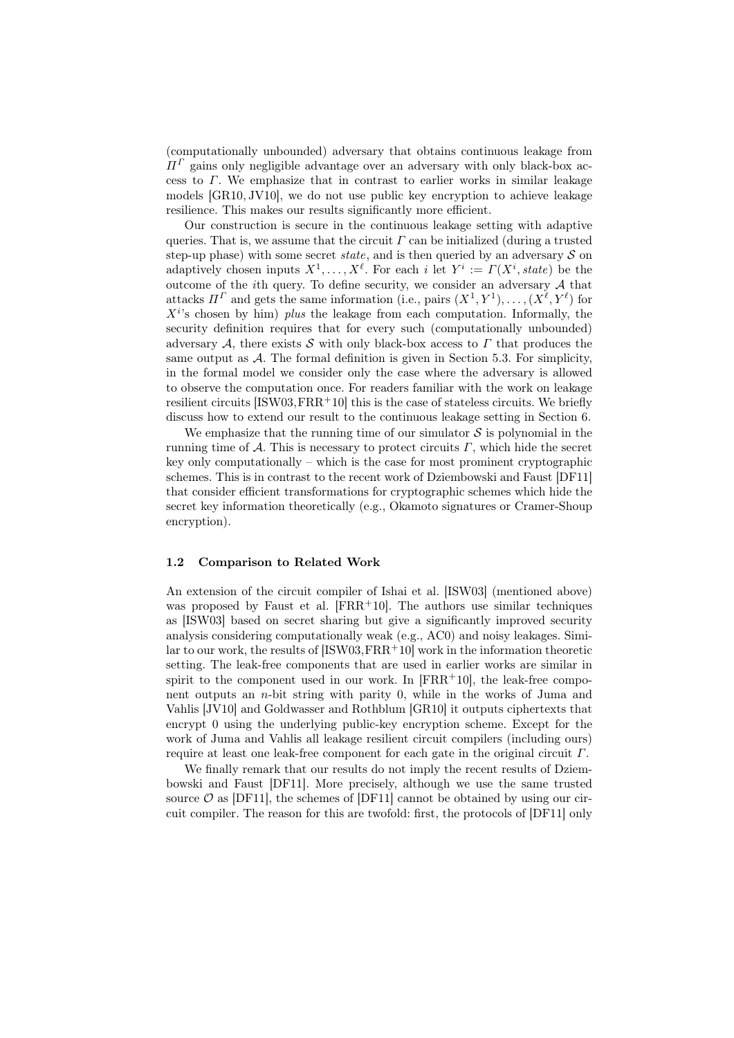(computationally unbounded) adversary that obtains continuous leakage from $\Pi^\Gamma$ gains only negligible advantage over an adversary with only black-box access to $\Gamma$. We emphasize that in contrast to earlier works in similar leakage models [GR10, JV10], we do not use public key encryption to achieve leakage resilience. This makes our results significantly more efficient.

Our construction is secure in the continuous leakage setting with adaptive queries. That is, we assume that the circuit $\Gamma$ can be initialized (during a trusted step-up phase) with some secret *state*, and is then queried by an adversary $\mathcal{S}$ on adaptively chosen inputs $X^1, \ldots, X^\ell$. For each $i$ let $Y^i := \Gamma(X^i, state)$ be the outcome of the $i$th query. To define security, we consider an adversary $\mathcal{A}$ that attacks $\Pi^\Gamma$ and gets the same information (i.e., pairs $(X^1, Y^1), \ldots, (X^\ell, Y^\ell)$ for $X^i$'s chosen by him) *plus* the leakage from each computation. Informally, the security definition requires that for every such (computationally unbounded) adversary $\mathcal{A}$, there exists $\mathcal{S}$ with only black-box access to $\Gamma$ that produces the same output as $\mathcal{A}$. The formal definition is given in Section 5.3. For simplicity, in the formal model we consider only the case where the adversary is allowed to observe the computation once. For readers familiar with the work on leakage resilient circuits [ISW03, FRR+10] this is the case of stateless circuits. We briefly discuss how to extend our result to the continuous leakage setting in Section 6.

We emphasize that the running time of our simulator $\mathcal{S}$ is polynomial in the running time of $\mathcal{A}$. This is necessary to protect circuits $\Gamma$, which hide the secret key only computationally – which is the case for most prominent cryptographic schemes. This is in contrast to the recent work of Dziembowski and Faust [DF11] that consider efficient transformations for cryptographic schemes which hide the secret key information theoretically (e.g., Okamoto signatures or Cramer-Shoup encryption).

### 1.2 Comparison to Related Work

An extension of the circuit compiler of Ishai et al. [ISW03] (mentioned above) was proposed by Faust et al. [FRR+10]. The authors use similar techniques as [ISW03] based on secret sharing but give a significantly improved security analysis considering computationally weak (e.g., AC0) and noisy leakages. Similar to our work, the results of [ISW03, FRR+10] work in the information theoretic setting. The leak-free components that are used in earlier works are similar in spirit to the component used in our work. In [FRR+10], the leak-free component outputs an $n$-bit string with parity 0, while in the works of Juma and Vahlis [JV10] and Goldwasser and Rothblum [GR10] it outputs ciphertexts that encrypt 0 using the underlying public-key encryption scheme. Except for the work of Juma and Vahlis all leakage resilient circuit compilers (including ours) require at least one leak-free component for each gate in the original circuit $\Gamma$.

We finally remark that our results do not imply the recent results of Dziembowski and Faust [DF11]. More precisely, although we use the same trusted source $\mathcal{O}$ as [DF11], the schemes of [DF11] cannot be obtained by using our circuit compiler. The reason for this are twofold: first, the protocols of [DF11] only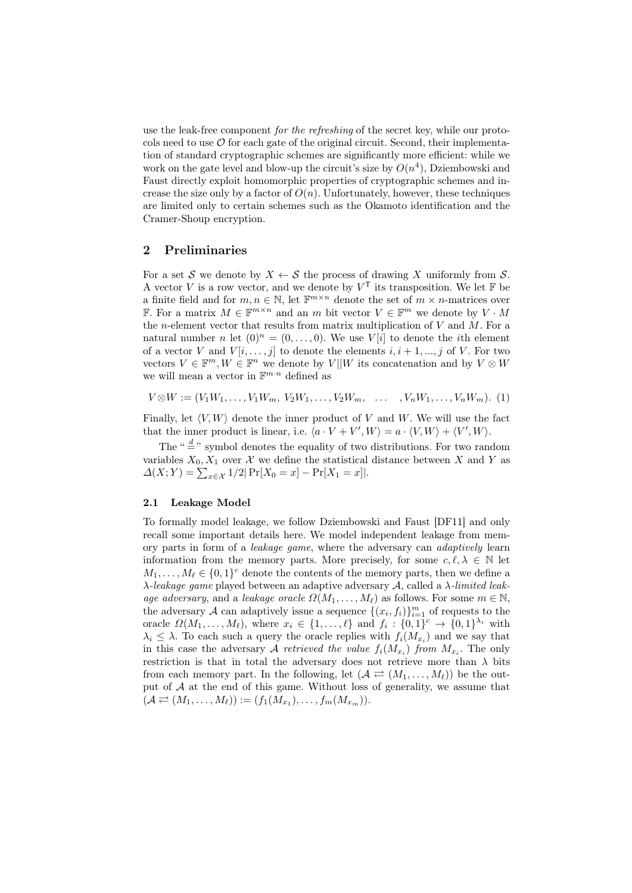use the leak-free component *for the refreshing* of the secret key, while our protocols need to use $\mathcal{O}$ for each gate of the original circuit. Second, their implementation of standard cryptographic schemes are significantly more efficient: while we work on the gate level and blow-up the circuit's size by $O(n^4)$, Dziembowski and Faust directly exploit homomorphic properties of cryptographic schemes and increase the size only by a factor of $O(n)$. Unfortunately, however, these techniques are limited only to certain schemes such as the Okamoto identification and the Cramer-Shoup encryption.

## 2 Preliminaries

For a set $\mathcal{S}$ we denote by $X \leftarrow \mathcal{S}$ the process of drawing $X$ uniformly from $\mathcal{S}$. A vector $V$ is a row vector, and we denote by $V^{\mathsf{T}}$ its transposition. We let $\mathbb{F}$ be a finite field and for $m, n \in \mathbb{N}$, let $\mathbb{F}^{m \times n}$ denote the set of $m \times n$-matrices over $\mathbb{F}$. For a matrix $M \in \mathbb{F}^{m \times n}$ and an $m$ bit vector $V \in \mathbb{F}^m$ we denote by $V \cdot M$ the $n$-element vector that results from matrix multiplication of $V$ and $M$. For a natural number $n$ let $(0)^n = (0, \ldots, 0)$. We use $V[i]$ to denote the $i$th element of a vector $V$ and $V[i, \ldots, j]$ to denote the elements $i, i+1, ..., j$ of $V$. For two vectors $V \in \mathbb{F}^m, W \in \mathbb{F}^n$ we denote by $V || W$ its concatenation and by $V \otimes W$ we will mean a vector in $\mathbb{F}^{m \cdot n}$ defined as

$$V \otimes W := (V_1 W_1, \ldots, V_1 W_m,\ V_2 W_1, \ldots, V_2 W_m,\ \ldots\ , V_n W_1, \ldots, V_n W_m). \quad (1)$$

Finally, let $\langle V, W \rangle$ denote the inner product of $V$ and $W$. We will use the fact that the inner product is linear, i.e. $\langle a \cdot V + V', W \rangle = a \cdot \langle V, W \rangle + \langle V', W \rangle$.

The "$\stackrel{d}{=}$" symbol denotes the equality of two distributions. For two random variables $X_0, X_1$ over $\mathcal{X}$ we define the statistical distance between $X$ and $Y$ as $\Delta(X; Y) = \sum_{x \in \mathcal{X}} 1/2 |\Pr[X_0 = x] - \Pr[X_1 = x]|$.

### 2.1 Leakage Model

To formally model leakage, we follow Dziembowski and Faust [DF11] and only recall some important details here. We model independent leakage from memory parts in form of a *leakage game*, where the adversary can *adaptively* learn information from the memory parts. More precisely, for some $c, \ell, \lambda \in \mathbb{N}$ let $M_1, \ldots, M_\ell \in \{0,1\}^c$ denote the contents of the memory parts, then we define a $\lambda$*-leakage game* played between an adaptive adversary $\mathcal{A}$, called a $\lambda$*-limited leakage adversary*, and a *leakage oracle* $\Omega(M_1, \ldots, M_\ell)$ as follows. For some $m \in \mathbb{N}$, the adversary $\mathcal{A}$ can adaptively issue a sequence $\{(x_i, f_i)\}_{i=1}^m$ of requests to the oracle $\Omega(M_1, \ldots, M_\ell)$, where $x_i \in \{1, \ldots, \ell\}$ and $f_i : \{0,1\}^c \to \{0,1\}^{\lambda_i}$ with $\lambda_i \leq \lambda$. To each such a query the oracle replies with $f_i(M_{x_i})$ and we say that in this case the adversary $\mathcal{A}$ *retrieved the value* $f_i(M_{x_i})$ *from* $M_{x_i}$. The only restriction is that in total the adversary does not retrieve more than $\lambda$ bits from each memory part. In the following, let $(\mathcal{A} \rightleftarrows (M_1, \ldots, M_\ell))$ be the output of $\mathcal{A}$ at the end of this game. Without loss of generality, we assume that $(\mathcal{A} \rightleftarrows (M_1, \ldots, M_\ell)) := (f_1(M_{x_1}), \ldots, f_m(M_{x_m}))$.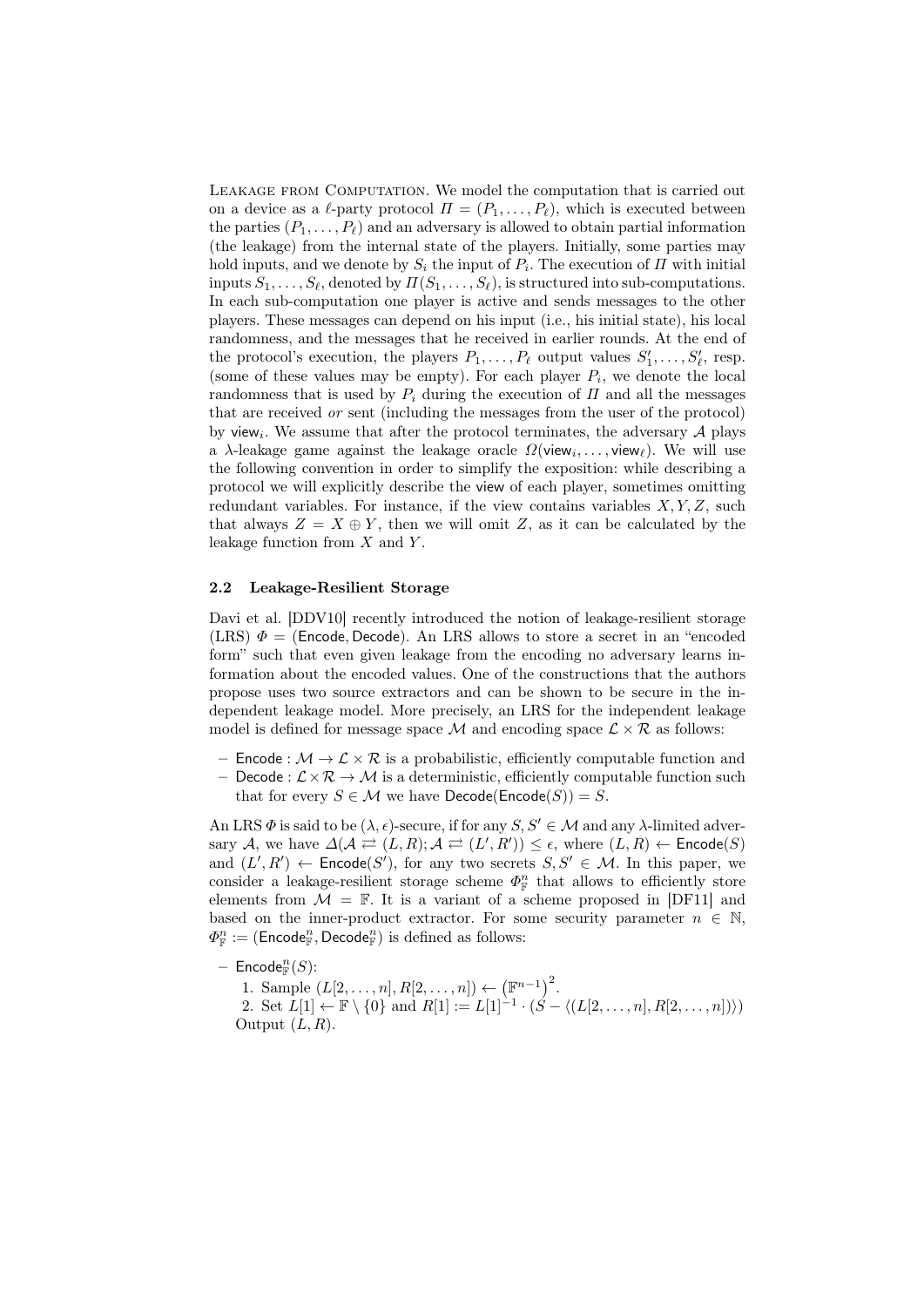Leakage from Computation. We model the computation that is carried out on a device as a $\ell$-party protocol $\Pi = (P_1, \dots, P_\ell)$, which is executed between the parties $(P_1, \dots, P_\ell)$ and an adversary is allowed to obtain partial information (the leakage) from the internal state of the players. Initially, some parties may hold inputs, and we denote by $S_i$ the input of $P_i$. The execution of $\Pi$ with initial inputs $S_1, \dots, S_\ell$, denoted by $\Pi(S_1, \dots, S_\ell)$, is structured into sub-computations. In each sub-computation one player is active and sends messages to the other players. These messages can depend on his input (i.e., his initial state), his local randomness, and the messages that he received in earlier rounds. At the end of the protocol's execution, the players $P_1, \dots, P_\ell$ output values $S'_1, \dots, S'_\ell$, resp. (some of these values may be empty). For each player $P_i$, we denote the local randomness that is used by $P_i$ during the execution of $\Pi$ and all the messages that are received *or* sent (including the messages from the user of the protocol) by $\mathsf{view}_i$. We assume that after the protocol terminates, the adversary $\mathcal{A}$ plays a $\lambda$-leakage game against the leakage oracle $\Omega(\mathsf{view}_i, \dots, \mathsf{view}_\ell)$. We will use the following convention in order to simplify the exposition: while describing a protocol we will explicitly describe the $\mathsf{view}$ of each player, sometimes omitting redundant variables. For instance, if the view contains variables $X, Y, Z$, such that always $Z = X \oplus Y$, then we will omit $Z$, as it can be calculated by the leakage function from $X$ and $Y$.

### 2.2 Leakage-Resilient Storage

Davi et al. [DDV10] recently introduced the notion of leakage-resilient storage (LRS) $\Phi = (\mathsf{Encode}, \mathsf{Decode})$. An LRS allows to store a secret in an "encoded form" such that even given leakage from the encoding no adversary learns information about the encoded values. One of the constructions that the authors propose uses two source extractors and can be shown to be secure in the independent leakage model. More precisely, an LRS for the independent leakage model is defined for message space $\mathcal{M}$ and encoding space $\mathcal{L} \times \mathcal{R}$ as follows:

- $\mathsf{Encode} : \mathcal{M} \to \mathcal{L} \times \mathcal{R}$ is a probabilistic, efficiently computable function and
- $\mathsf{Decode} : \mathcal{L} \times \mathcal{R} \to \mathcal{M}$ is a deterministic, efficiently computable function such that for every $S \in \mathcal{M}$ we have $\mathsf{Decode}(\mathsf{Encode}(S)) = S$.

An LRS $\Phi$ is said to be $(\lambda, \epsilon)$-secure, if for any $S, S' \in \mathcal{M}$ and any $\lambda$-limited adversary $\mathcal{A}$, we have $\Delta(\mathcal{A} \rightleftarrows (L, R); \mathcal{A} \rightleftarrows (L', R')) \leq \epsilon$, where $(L, R) \leftarrow \mathsf{Encode}(S)$ and $(L', R') \leftarrow \mathsf{Encode}(S')$, for any two secrets $S, S' \in \mathcal{M}$. In this paper, we consider a leakage-resilient storage scheme $\Phi^n_{\mathbb{F}}$ that allows to efficiently store elements from $\mathcal{M} = \mathbb{F}$. It is a variant of a scheme proposed in [DF11] and based on the inner-product extractor. For some security parameter $n \in \mathbb{N}$, $\Phi^n_{\mathbb{F}} := (\mathsf{Encode}^n_{\mathbb{F}}, \mathsf{Decode}^n_{\mathbb{F}})$ is defined as follows:

- $\mathsf{Encode}^n_{\mathbb{F}}(S)$:
  1. Sample $(L[2, \dots, n], R[2, \dots, n]) \leftarrow \left(\mathbb{F}^{n-1}\right)^2$.
  2. Set $L[1] \leftarrow \mathbb{F} \setminus \{0\}$ and $R[1] := L[1]^{-1} \cdot (S - \langle (L[2, \dots, n], R[2, \dots, n]) \rangle)$

  Output $(L, R)$.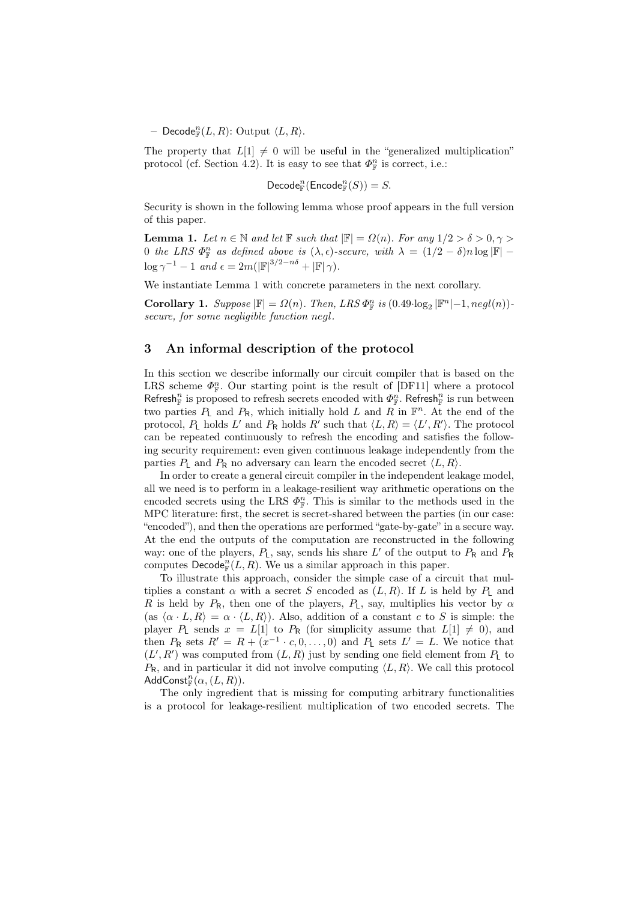– $\mathsf{Decode}^n_{\mathbb{F}}(L, R)$: Output $\langle L, R\rangle$.

The property that $L[1] \neq 0$ will be useful in the "generalized multiplication" protocol (cf. Section 4.2). It is easy to see that $\Phi^n_{\mathbb{F}}$ is correct, i.e.:

$$\mathsf{Decode}^n_{\mathbb{F}}(\mathsf{Encode}^n_{\mathbb{F}}(S)) = S.$$

Security is shown in the following lemma whose proof appears in the full version of this paper.

**Lemma 1.** *Let $n \in \mathbb{N}$ and let $\mathbb{F}$ such that $|\mathbb{F}| = \Omega(n)$. For any $1/2 > \delta > 0, \gamma > 0$ the LRS $\Phi^n_{\mathbb{F}}$ as defined above is $(\lambda, \epsilon)$-secure, with $\lambda = (1/2 - \delta)n \log|\mathbb{F}| - \log \gamma^{-1} - 1$ and $\epsilon = 2m(|\mathbb{F}|^{3/2 - n\delta} + |\mathbb{F}|\,\gamma)$.*

We instantiate Lemma 1 with concrete parameters in the next corollary.

**Corollary 1.** *Suppose $|\mathbb{F}| = \Omega(n)$. Then, LRS $\Phi^n_{\mathbb{F}}$ is $(0.49 \cdot \log_2 |\mathbb{F}^n| - 1, negl(n))$-secure, for some negligible function negl.*

## 3 An informal description of the protocol

In this section we describe informally our circuit compiler that is based on the LRS scheme $\Phi^n_{\mathbb{F}}$. Our starting point is the result of [DF11] where a protocol $\mathsf{Refresh}^n_{\mathbb{F}}$ is proposed to refresh secrets encoded with $\Phi^n_{\mathbb{F}}$. $\mathsf{Refresh}^n_{\mathbb{F}}$ is run between two parties $P_{\mathsf{L}}$ and $P_{\mathsf{R}}$, which initially hold $L$ and $R$ in $\mathbb{F}^n$. At the end of the protocol, $P_{\mathsf{L}}$ holds $L'$ and $P_{\mathsf{R}}$ holds $R'$ such that $\langle L, R\rangle = \langle L', R'\rangle$. The protocol can be repeated continuously to refresh the encoding and satisfies the following security requirement: even given continuous leakage independently from the parties $P_{\mathsf{L}}$ and $P_{\mathsf{R}}$ no adversary can learn the encoded secret $\langle L, R\rangle$.

In order to create a general circuit compiler in the independent leakage model, all we need is to perform in a leakage-resilient way arithmetic operations on the encoded secrets using the LRS $\Phi^n_{\mathbb{F}}$. This is similar to the methods used in the MPC literature: first, the secret is secret-shared between the parties (in our case: "encoded"), and then the operations are performed "gate-by-gate" in a secure way. At the end the outputs of the computation are reconstructed in the following way: one of the players, $P_{\mathsf{L}}$, say, sends his share $L'$ of the output to $P_{\mathsf{R}}$ and $P_{\mathsf{R}}$ computes $\mathsf{Decode}^n_{\mathbb{F}}(L, R)$. We us a similar approach in this paper.

To illustrate this approach, consider the simple case of a circuit that multiplies a constant $\alpha$ with a secret $S$ encoded as $(L, R)$. If $L$ is held by $P_{\mathsf{L}}$ and $R$ is held by $P_{\mathsf{R}}$, then one of the players, $P_{\mathsf{L}}$, say, multiplies his vector by $\alpha$ (as $\langle \alpha \cdot L, R\rangle = \alpha \cdot \langle L, R\rangle$). Also, addition of a constant $c$ to $S$ is simple: the player $P_{\mathsf{L}}$ sends $x = L[1]$ to $P_{\mathsf{R}}$ (for simplicity assume that $L[1] \neq 0$), and then $P_{\mathsf{R}}$ sets $R' = R + (x^{-1} \cdot c, 0, \ldots, 0)$ and $P_{\mathsf{L}}$ sets $L' = L$. We notice that $(L', R')$ was computed from $(L, R)$ just by sending one field element from $P_{\mathsf{L}}$ to $P_{\mathsf{R}}$, and in particular it did not involve computing $\langle L, R\rangle$. We call this protocol $\mathsf{AddConst}^n_{\mathbb{F}}(\alpha, (L, R))$.

The only ingredient that is missing for computing arbitrary functionalities is a protocol for leakage-resilient multiplication of two encoded secrets. The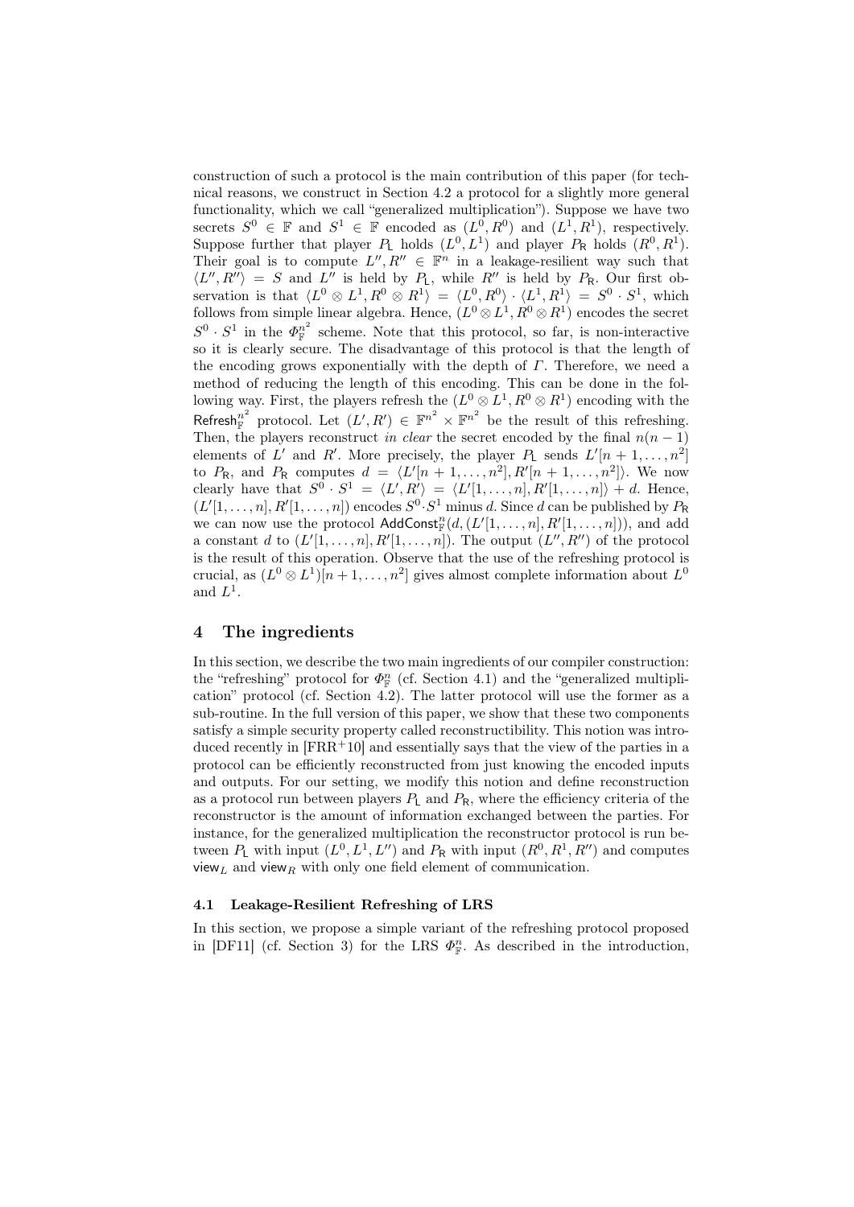construction of such a protocol is the main contribution of this paper (for technical reasons, we construct in Section 4.2 a protocol for a slightly more general functionality, which we call "generalized multiplication"). Suppose we have two secrets $S^0 \in \mathbb{F}$ and $S^1 \in \mathbb{F}$ encoded as $(L^0, R^0)$ and $(L^1, R^1)$, respectively. Suppose further that player $P_\mathsf{L}$ holds $(L^0, L^1)$ and player $P_\mathsf{R}$ holds $(R^0, R^1)$. Their goal is to compute $L'', R'' \in \mathbb{F}^n$ in a leakage-resilient way such that $\langle L'', R'' \rangle = S$ and $L''$ is held by $P_\mathsf{L}$, while $R''$ is held by $P_\mathsf{R}$. Our first observation is that $\langle L^0 \otimes L^1, R^0 \otimes R^1 \rangle = \langle L^0, R^0 \rangle \cdot \langle L^1, R^1 \rangle = S^0 \cdot S^1$, which follows from simple linear algebra. Hence, $(L^0 \otimes L^1, R^0 \otimes R^1)$ encodes the secret $S^0 \cdot S^1$ in the $\Phi_{\mathbb{F}}^{n^2}$ scheme. Note that this protocol, so far, is non-interactive so it is clearly secure. The disadvantage of this protocol is that the length of the encoding grows exponentially with the depth of $\Gamma$. Therefore, we need a method of reducing the length of this encoding. This can be done in the following way. First, the players refresh the $(L^0 \otimes L^1, R^0 \otimes R^1)$ encoding with the $\mathsf{Refresh}_{\mathbb{F}}^{n^2}$ protocol. Let $(L', R') \in \mathbb{F}^{n^2} \times \mathbb{F}^{n^2}$ be the result of this refreshing. Then, the players reconstruct *in clear* the secret encoded by the final $n(n-1)$ elements of $L'$ and $R'$. More precisely, the player $P_\mathsf{L}$ sends $L'[n+1, \ldots, n^2]$ to $P_\mathsf{R}$, and $P_\mathsf{R}$ computes $d = \langle L'[n+1, \ldots, n^2], R'[n+1, \ldots, n^2] \rangle$. We now clearly have that $S^0 \cdot S^1 = \langle L', R' \rangle = \langle L'[1, \ldots, n], R'[1, \ldots, n] \rangle + d$. Hence, $(L'[1, \ldots, n], R'[1, \ldots, n])$ encodes $S^0 \cdot S^1$ minus $d$. Since $d$ can be published by $P_\mathsf{R}$ we can now use the protocol $\mathsf{AddConst}_{\mathbb{F}}^n(d, (L'[1, \ldots, n], R'[1, \ldots, n]))$, and add a constant $d$ to $(L'[1, \ldots, n], R'[1, \ldots, n])$. The output $(L'', R'')$ of the protocol is the result of this operation. Observe that the use of the refreshing protocol is crucial, as $(L^0 \otimes L^1)[n+1, \ldots, n^2]$ gives almost complete information about $L^0$ and $L^1$.

# 4 The ingredients

In this section, we describe the two main ingredients of our compiler construction: the "refreshing" protocol for $\Phi_{\mathbb{F}}^n$ (cf. Section 4.1) and the "generalized multiplication" protocol (cf. Section 4.2). The latter protocol will use the former as a sub-routine. In the full version of this paper, we show that these two components satisfy a simple security property called reconstructibility. This notion was introduced recently in [FRR+10] and essentially says that the view of the parties in a protocol can be efficiently reconstructed from just knowing the encoded inputs and outputs. For our setting, we modify this notion and define reconstruction as a protocol run between players $P_\mathsf{L}$ and $P_\mathsf{R}$, where the efficiency criteria of the reconstructor is the amount of information exchanged between the parties. For instance, for the generalized multiplication the reconstructor protocol is run between $P_\mathsf{L}$ with input $(L^0, L^1, L'')$ and $P_\mathsf{R}$ with input $(R^0, R^1, R'')$ and computes $\mathsf{view}_L$ and $\mathsf{view}_R$ with only one field element of communication.

## 4.1 Leakage-Resilient Refreshing of LRS

In this section, we propose a simple variant of the refreshing protocol proposed in [DF11] (cf. Section 3) for the LRS $\Phi_{\mathbb{F}}^n$. As described in the introduction,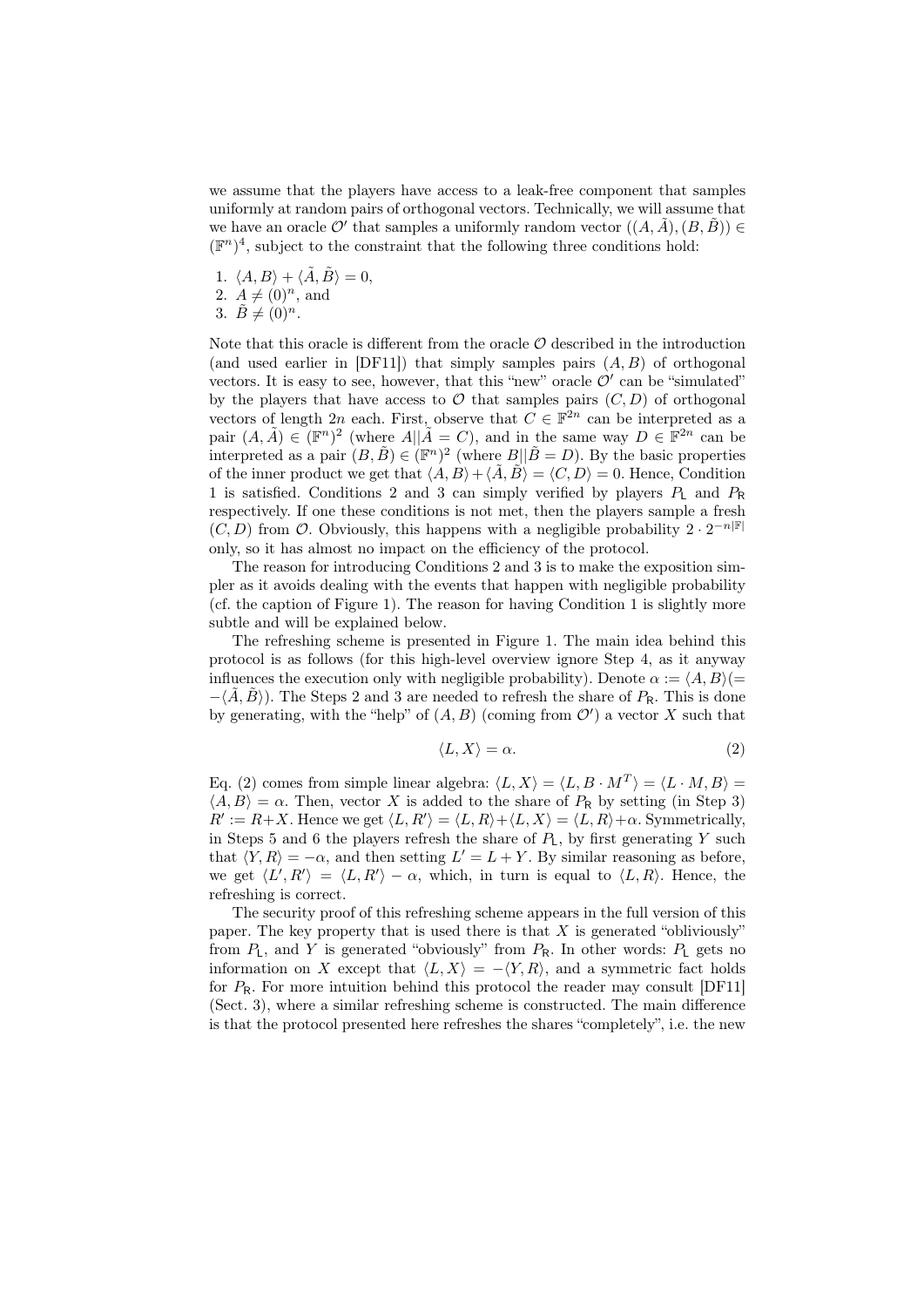we assume that the players have access to a leak-free component that samples uniformly at random pairs of orthogonal vectors. Technically, we will assume that we have an oracle $\mathcal{O}'$ that samples a uniformly random vector $((A, \tilde{A}), (B, \tilde{B})) \in (\mathbb{F}^n)^4$, subject to the constraint that the following three conditions hold:

1. $\langle A, B \rangle + \langle \tilde{A}, \tilde{B} \rangle = 0$,
2. $A \neq (0)^n$, and
3. $\tilde{B} \neq (0)^n$.

Note that this oracle is different from the oracle $\mathcal{O}$ described in the introduction (and used earlier in [DF11]) that simply samples pairs $(A, B)$ of orthogonal vectors. It is easy to see, however, that this "new" oracle $\mathcal{O}'$ can be "simulated" by the players that have access to $\mathcal{O}$ that samples pairs $(C, D)$ of orthogonal vectors of length $2n$ each. First, observe that $C \in \mathbb{F}^{2n}$ can be interpreted as a pair $(A, \tilde{A}) \in (\mathbb{F}^n)^2$ (where $A || \tilde{A} = C$), and in the same way $D \in \mathbb{F}^{2n}$ can be interpreted as a pair $(B, \tilde{B}) \in (\mathbb{F}^n)^2$ (where $B || \tilde{B} = D$). By the basic properties of the inner product we get that $\langle A, B \rangle + \langle \tilde{A}, \tilde{B} \rangle = \langle C, D \rangle = 0$. Hence, Condition 1 is satisfied. Conditions 2 and 3 can simply verified by players $P_{\mathsf{L}}$ and $P_{\mathsf{R}}$ respectively. If one these conditions is not met, then the players sample a fresh $(C, D)$ from $\mathcal{O}$. Obviously, this happens with a negligible probability $2 \cdot 2^{-n|\mathbb{F}|}$ only, so it has almost no impact on the efficiency of the protocol.

The reason for introducing Conditions 2 and 3 is to make the exposition simpler as it avoids dealing with the events that happen with negligible probability (cf. the caption of Figure 1). The reason for having Condition 1 is slightly more subtle and will be explained below.

The refreshing scheme is presented in Figure 1. The main idea behind this protocol is as follows (for this high-level overview ignore Step 4, as it anyway influences the execution only with negligible probability). Denote $\alpha := \langle A, B \rangle (= -\langle \tilde{A}, \tilde{B} \rangle)$. The Steps 2 and 3 are needed to refresh the share of $P_{\mathsf{R}}$. This is done by generating, with the "help" of $(A, B)$ (coming from $\mathcal{O}'$) a vector $X$ such that

$$\langle L, X \rangle = \alpha. \tag{2}$$

Eq. (2) comes from simple linear algebra: $\langle L, X \rangle = \langle L, B \cdot M^T \rangle = \langle L \cdot M, B \rangle = \langle A, B \rangle = \alpha$. Then, vector $X$ is added to the share of $P_{\mathsf{R}}$ by setting (in Step 3) $R' := R + X$. Hence we get $\langle L, R' \rangle = \langle L, R \rangle + \langle L, X \rangle = \langle L, R \rangle + \alpha$. Symmetrically, in Steps 5 and 6 the players refresh the share of $P_{\mathsf{L}}$, by first generating $Y$ such that $\langle Y, R \rangle = -\alpha$, and then setting $L' = L + Y$. By similar reasoning as before, we get $\langle L', R' \rangle = \langle L, R' \rangle - \alpha$, which, in turn is equal to $\langle L, R \rangle$. Hence, the refreshing is correct.

The security proof of this refreshing scheme appears in the full version of this paper. The key property that is used there is that $X$ is generated "obliviously" from $P_{\mathsf{L}}$, and $Y$ is generated "obviously" from $P_{\mathsf{R}}$. In other words: $P_{\mathsf{L}}$ gets no information on $X$ except that $\langle L, X \rangle = -\langle Y, R \rangle$, and a symmetric fact holds for $P_{\mathsf{R}}$. For more intuition behind this protocol the reader may consult [DF11] (Sect. 3), where a similar refreshing scheme is constructed. The main difference is that the protocol presented here refreshes the shares "completely", i.e. the new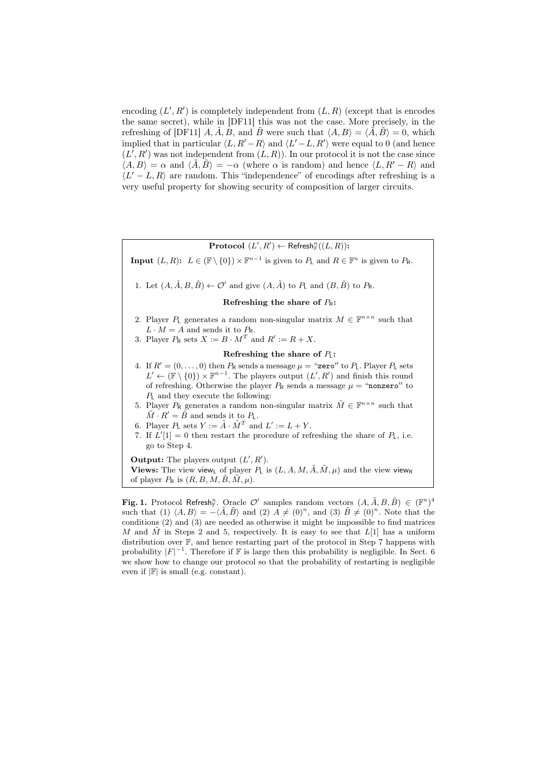encoding $(L', R')$ is completely independent from $(L, R)$ (except that is encodes the same secret), while in [DF11] this was not the case. More precisely, in the refreshing of [DF11] $A, \tilde{A}, B$, and $\tilde{B}$ were such that $\langle A, B\rangle = \langle \tilde{A}, \tilde{B}\rangle = 0$, which implied that in particular $\langle L, R' - R\rangle$ and $\langle L' - L, R'\rangle$ were equal to 0 (and hence $(L', R')$ was not independent from $(L, R)$). In our protocol it is not the case since $\langle A, B\rangle = \alpha$ and $\langle \tilde{A}, \tilde{B}\rangle = -\alpha$ (where $\alpha$ is random) and hence $\langle L, R' - R\rangle$ and $\langle L' - L, R\rangle$ are random. This "independence" of encodings after refreshing is a very useful property for showing security of composition of larger circuits.

**Protocol $(L', R') \leftarrow \mathsf{Refresh}^n_{\mathbb{F}}((L, R))$:**

**Input $(L, R)$:** $L \in (\mathbb{F} \setminus \{0\}) \times \mathbb{F}^{n-1}$ is given to $P_{\mathsf{L}}$ and $R \in \mathbb{F}^n$ is given to $P_{\mathsf{R}}$.

1. Let $(A, \tilde{A}, B, \tilde{B}) \leftarrow \mathcal{O}'$ and give $(A, \tilde{A})$ to $P_{\mathsf{L}}$ and $(B, \tilde{B})$ to $P_{\mathsf{R}}$.

**Refreshing the share of $P_{\mathsf{R}}$:**

2. Player $P_{\mathsf{L}}$ generates a random non-singular matrix $M \in \mathbb{F}^{n \times n}$ such that $L \cdot M = A$ and sends it to $P_{\mathsf{R}}$.
3. Player $P_{\mathsf{R}}$ sets $X := B \cdot M^T$ and $R' := R + X$.

**Refreshing the share of $P_{\mathsf{L}}$:**

4. If $R' = (0, \ldots, 0)$ then $P_{\mathsf{R}}$ sends a message $\mu =$ "zero" to $P_{\mathsf{L}}$. Player $P_{\mathsf{L}}$ sets $L' \leftarrow (\mathbb{F} \setminus \{0\}) \times \mathbb{F}^{n-1}$. The players output $(L', R')$ and finish this round of refreshing. Otherwise the player $P_{\mathsf{R}}$ sends a message $\mu =$ "nonzero" to $P_{\mathsf{L}}$ and they execute the following:
5. Player $P_{\mathsf{R}}$ generates a random non-singular matrix $\tilde{M} \in \mathbb{F}^{n \times n}$ such that $\tilde{M} \cdot R' = \tilde{B}$ and sends it to $P_{\mathsf{L}}$.
6. Player $P_{\mathsf{L}}$ sets $Y := \tilde{A} \cdot \tilde{M}^T$ and $L' := L + Y$.
7. If $L'[1] = 0$ then restart the procedure of refreshing the share of $P_{\mathsf{L}}$, i.e. go to Step 4.

**Output:** The players output $(L', R')$.
**Views:** The view $\mathsf{view}_{\mathsf{L}}$ of player $P_{\mathsf{L}}$ is $(L, A, M, \tilde{A}, \tilde{M}, \mu)$ and the view $\mathsf{view}_{\mathsf{R}}$ of player $P_{\mathsf{R}}$ is $(R, B, M, \tilde{B}, \tilde{M}, \mu)$.

**Fig. 1.** Protocol $\mathsf{Refresh}^n_{\mathbb{F}}$. Oracle $\mathcal{O}'$ samples random vectors $(A, \tilde{A}, B, \tilde{B}) \in (\mathbb{F}^n)^4$ such that (1) $\langle A, B\rangle = -\langle \tilde{A}, \tilde{B}\rangle$ and (2) $A \neq (0)^n$, and (3) $\tilde{B} \neq (0)^n$. Note that the conditions (2) and (3) are needed as otherwise it might be impossible to find matrices $M$ and $\tilde{M}$ in Steps 2 and 5, respectively. It is easy to see that $L[1]$ has a uniform distribution over $\mathbb{F}$, and hence restarting part of the protocol in Step 7 happens with probability $|F|^{-1}$. Therefore if $\mathbb{F}$ is large then this probability is negligible. In Sect. 6 we show how to change our protocol so that the probability of restarting is negligible even if $|\mathbb{F}|$ is small (e.g. constant).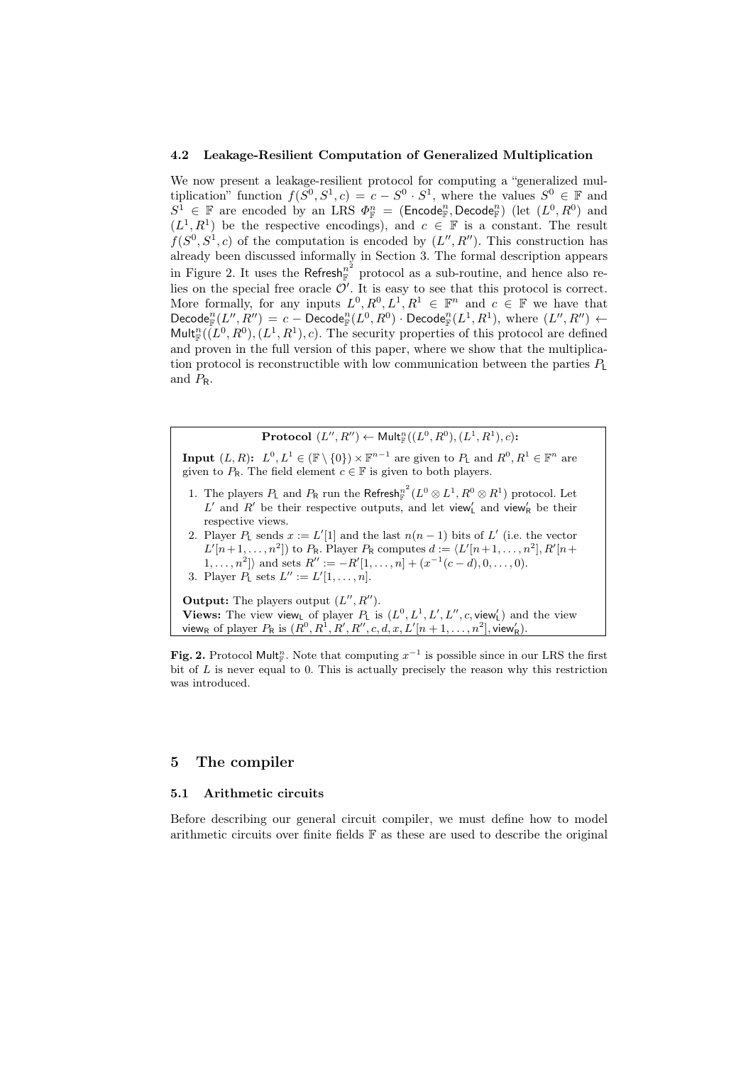### 4.2 Leakage-Resilient Computation of Generalized Multiplication

We now present a leakage-resilient protocol for computing a "generalized multiplication" function $f(S^0, S^1, c) = c - S^0 \cdot S^1$, where the values $S^0 \in \mathbb{F}$ and $S^1 \in \mathbb{F}$ are encoded by an LRS $\Phi^n_{\mathbb{F}} = (\mathsf{Encode}^n_{\mathbb{F}}, \mathsf{Decode}^n_{\mathbb{F}})$ (let $(L^0, R^0)$ and $(L^1, R^1)$ be the respective encodings), and $c \in \mathbb{F}$ is a constant. The result $f(S^0, S^1, c)$ of the computation is encoded by $(L'', R'')$. This construction has already been discussed informally in Section 3. The formal description appears in Figure 2. It uses the $\mathsf{Refresh}^{n^2}_{\mathbb{F}}$ protocol as a sub-routine, and hence also relies on the special free oracle $\mathcal{O}'$. It is easy to see that this protocol is correct. More formally, for any inputs $L^0, R^0, L^1, R^1 \in \mathbb{F}^n$ and $c \in \mathbb{F}$ we have that $\mathsf{Decode}^n_{\mathbb{F}}(L'', R'') = c - \mathsf{Decode}^n_{\mathbb{F}}(L^0, R^0) \cdot \mathsf{Decode}^n_{\mathbb{F}}(L^1, R^1)$, where $(L'', R'') \leftarrow \mathsf{Mult}^n_{\mathbb{F}}((L^0, R^0), (L^1, R^1), c)$. The security properties of this protocol are defined and proven in the full version of this paper, where we show that the multiplication protocol is reconstructible with low communication between the parties $P_{\mathsf{L}}$ and $P_{\mathsf{R}}$.

---

**Protocol** $(L'', R'') \leftarrow \mathsf{Mult}^n_{\mathbb{F}}((L^0, R^0), (L^1, R^1), c)$**:**

**Input** $(L, R)$**:** $L^0, L^1 \in (\mathbb{F} \setminus \{0\}) \times \mathbb{F}^{n-1}$ are given to $P_{\mathsf{L}}$ and $R^0, R^1 \in \mathbb{F}^n$ are given to $P_{\mathsf{R}}$. The field element $c \in \mathbb{F}$ is given to both players.

1. The players $P_{\mathsf{L}}$ and $P_{\mathsf{R}}$ run the $\mathsf{Refresh}^{n^2}_{\mathbb{F}}(L^0 \otimes L^1, R^0 \otimes R^1)$ protocol. Let $L'$ and $R'$ be their respective outputs, and let $\mathsf{view}'_{\mathsf{L}}$ and $\mathsf{view}'_{\mathsf{R}}$ be their respective views.
2. Player $P_{\mathsf{L}}$ sends $x := L'[1]$ and the last $n(n-1)$ bits of $L'$ (i.e. the vector $L'[n+1, \ldots, n^2]$) to $P_{\mathsf{R}}$. Player $P_{\mathsf{R}}$ computes $d := \langle L'[n+1, \ldots, n^2], R'[n+1, \ldots, n^2] \rangle$ and sets $R'' := -R'[1, \ldots, n] + (x^{-1}(c-d), 0, \ldots, 0)$.
3. Player $P_{\mathsf{L}}$ sets $L'' := L'[1, \ldots, n]$.

**Output:** The players output $(L'', R'')$.
**Views:** The view $\mathsf{view}_{\mathsf{L}}$ of player $P_{\mathsf{L}}$ is $(L^0, L^1, L', L'', c, \mathsf{view}'_{\mathsf{L}})$ and the view $\mathsf{view}_{\mathsf{R}}$ of player $P_{\mathsf{R}}$ is $(R^0, R^1, R', R'', c, d, x, L'[n+1, \ldots, n^2], \mathsf{view}'_{\mathsf{R}})$.

---

**Fig. 2.** Protocol $\mathsf{Mult}^n_{\mathbb{F}}$. Note that computing $x^{-1}$ is possible since in our LRS the first bit of $L$ is never equal to 0. This is actually precisely the reason why this restriction was introduced.

## 5 The compiler

### 5.1 Arithmetic circuits

Before describing our general circuit compiler, we must define how to model arithmetic circuits over finite fields $\mathbb{F}$ as these are used to describe the original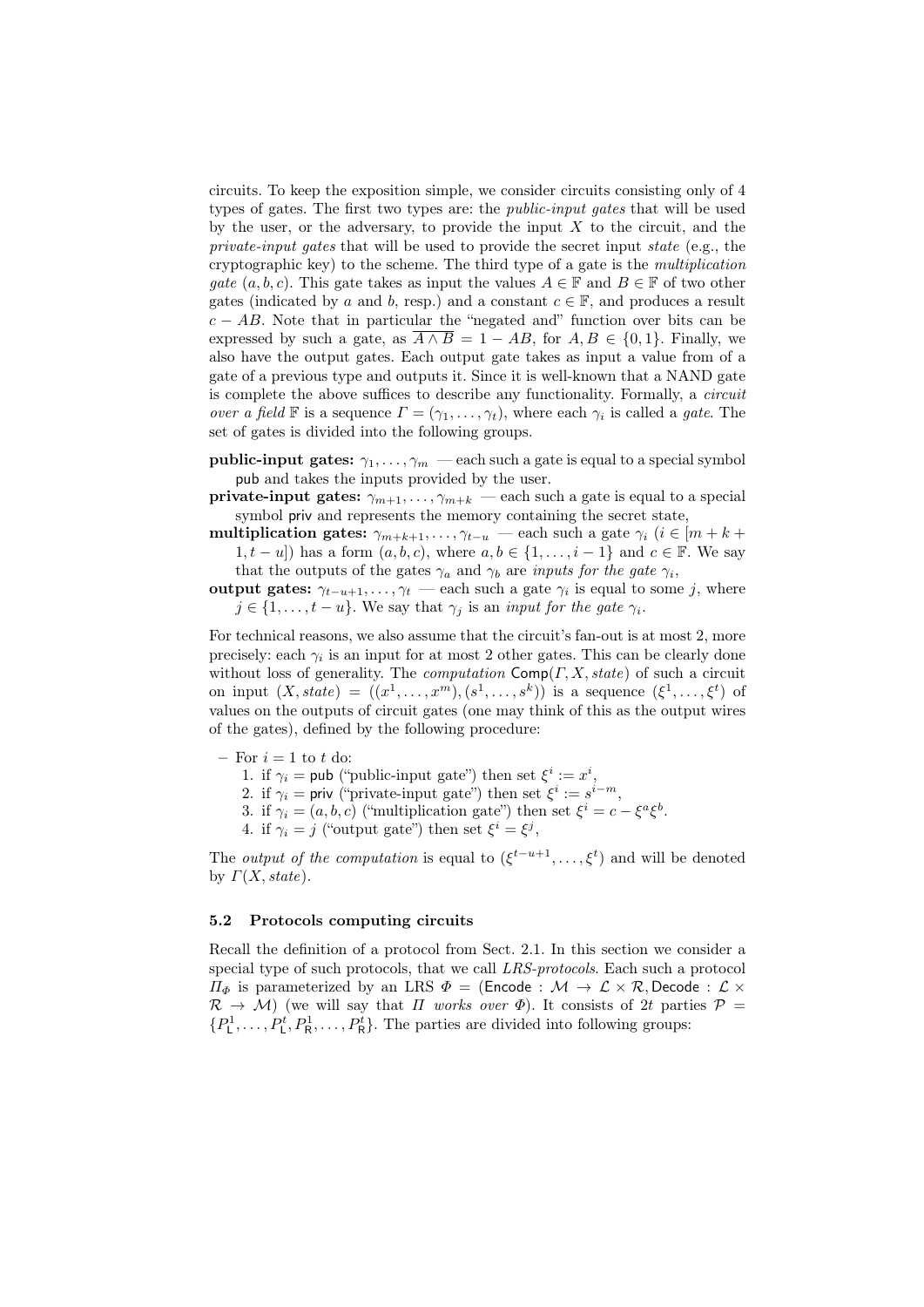circuits. To keep the exposition simple, we consider circuits consisting only of 4 types of gates. The first two types are: the *public-input gates* that will be used by the user, or the adversary, to provide the input $X$ to the circuit, and the *private-input gates* that will be used to provide the secret input *state* (e.g., the cryptographic key) to the scheme. The third type of a gate is the *multiplication gate* $(a, b, c)$. This gate takes as input the values $A \in \mathbb{F}$ and $B \in \mathbb{F}$ of two other gates (indicated by $a$ and $b$, resp.) and a constant $c \in \mathbb{F}$, and produces a result $c - AB$. Note that in particular the "negated and" function over bits can be expressed by such a gate, as $\overline{A \wedge B} = 1 - AB$, for $A, B \in \{0, 1\}$. Finally, we also have the output gates. Each output gate takes as input a value from of a gate of a previous type and outputs it. Since it is well-known that a NAND gate is complete the above suffices to describe any functionality. Formally, a *circuit over a field* $\mathbb{F}$ is a sequence $\Gamma = (\gamma_1, \ldots, \gamma_t)$, where each $\gamma_i$ is called a *gate*. The set of gates is divided into the following groups.

**public-input gates:** $\gamma_1, \ldots, \gamma_m$ — each such a gate is equal to a special symbol $\mathsf{pub}$ and takes the inputs provided by the user.

**private-input gates:** $\gamma_{m+1}, \ldots, \gamma_{m+k}$ — each such a gate is equal to a special symbol $\mathsf{priv}$ and represents the memory containing the secret state,

**multiplication gates:** $\gamma_{m+k+1}, \ldots, \gamma_{t-u}$ — each such a gate $\gamma_i$ ($i \in [m+k+1, t-u]$) has a form $(a, b, c)$, where $a, b \in \{1, \ldots, i-1\}$ and $c \in \mathbb{F}$. We say that the outputs of the gates $\gamma_a$ and $\gamma_b$ are *inputs for the gate* $\gamma_i$,

**output gates:** $\gamma_{t-u+1}, \ldots, \gamma_t$ — each such a gate $\gamma_i$ is equal to some $j$, where $j \in \{1, \ldots, t-u\}$. We say that $\gamma_j$ is an *input for the gate* $\gamma_i$.

For technical reasons, we also assume that the circuit's fan-out is at most 2, more precisely: each $\gamma_i$ is an input for at most 2 other gates. This can be clearly done without loss of generality. The *computation* $\mathsf{Comp}(\Gamma, X, state)$ of such a circuit on input $(X, state) = ((x^1, \ldots, x^m), (s^1, \ldots, s^k))$ is a sequence $(\xi^1, \ldots, \xi^t)$ of values on the outputs of circuit gates (one may think of this as the output wires of the gates), defined by the following procedure:

- For $i = 1$ to $t$ do:
  1. if $\gamma_i = \mathsf{pub}$ ("public-input gate") then set $\xi^i := x^i$,
  2. if $\gamma_i = \mathsf{priv}$ ("private-input gate") then set $\xi^i := s^{i-m}$,
  3. if $\gamma_i = (a, b, c)$ ("multiplication gate") then set $\xi^i = c - \xi^a \xi^b$.
  4. if $\gamma_i = j$ ("output gate") then set $\xi^i = \xi^j$,

The *output of the computation* is equal to $(\xi^{t-u+1}, \ldots, \xi^t)$ and will be denoted by $\Gamma(X, state)$.

### 5.2 Protocols computing circuits

Recall the definition of a protocol from Sect. 2.1. In this section we consider a special type of such protocols, that we call *LRS-protocols*. Each such a protocol $\Pi_\Phi$ is parameterized by an LRS $\Phi = (\mathsf{Encode} : \mathcal{M} \to \mathcal{L} \times \mathcal{R}, \mathsf{Decode} : \mathcal{L} \times \mathcal{R} \to \mathcal{M})$ (we will say that $\Pi$ *works over* $\Phi$). It consists of $2t$ parties $\mathcal{P} = \{P^1_{\mathsf{L}}, \ldots, P^t_{\mathsf{L}}, P^1_{\mathsf{R}}, \ldots, P^t_{\mathsf{R}}\}$. The parties are divided into following groups: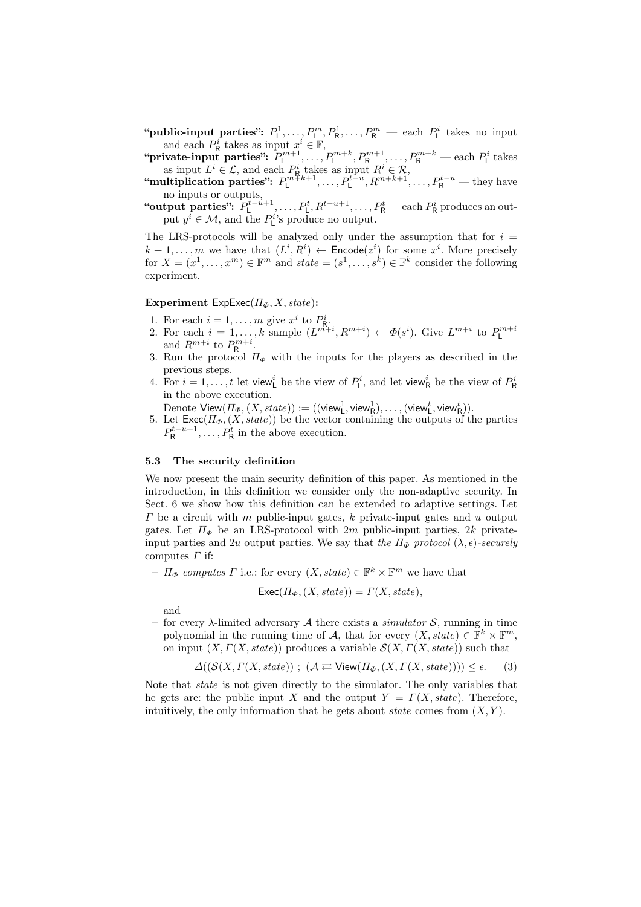**"public-input parties":** $P_{\mathsf{L}}^1, \ldots, P_{\mathsf{L}}^m, P_{\mathsf{R}}^1, \ldots, P_{\mathsf{R}}^m$ — each $P_{\mathsf{L}}^i$ takes no input and each $P_{\mathsf{R}}^i$ takes as input $x^i \in \mathbb{F}$,

**"private-input parties":** $P_{\mathsf{L}}^{m+1}, \ldots, P_{\mathsf{L}}^{m+k}, P_{\mathsf{R}}^{m+1}, \ldots, P_{\mathsf{R}}^{m+k}$ — each $P_{\mathsf{L}}^i$ takes as input $L^i \in \mathcal{L}$, and each $P_{\mathsf{R}}^i$ takes as input $R^i \in \mathcal{R}$,

**"multiplication parties":** $P_{\mathsf{L}}^{m+k+1}, \ldots, P_{\mathsf{L}}^{t-u}, R^{m+k+1}, \ldots, P_{\mathsf{R}}^{t-u}$ — they have no inputs or outputs,

**"output parties":** $P_{\mathsf{L}}^{t-u+1}, \ldots, P_{\mathsf{L}}^t, R^{t-u+1}, \ldots, P_{\mathsf{R}}^t$ — each $P_{\mathsf{R}}^i$ produces an output $y^i \in \mathcal{M}$, and the $P_{\mathsf{L}}^i$'s produce no output.

The LRS-protocols will be analyzed only under the assumption that for $i = k+1, \ldots, m$ we have that $(L^i, R^i) \leftarrow \mathsf{Encode}(z^i)$ for some $x^i$. More precisely for $X = (x^1, \ldots, x^m) \in \mathbb{F}^m$ and $state = (s^1, \ldots, s^k) \in \mathbb{F}^k$ consider the following experiment.

**Experiment** $\mathsf{ExpExec}(\Pi_\Phi, X, state)$**:**

1. For each $i = 1, \ldots, m$ give $x^i$ to $P_{\mathsf{R}}^i$.
2. For each $i = 1, \ldots, k$ sample $(L^{m+i}, R^{m+i}) \leftarrow \Phi(s^i)$. Give $L^{m+i}$ to $P_{\mathsf{L}}^{m+i}$ and $R^{m+i}$ to $P_{\mathsf{R}}^{m+i}$.
3. Run the protocol $\Pi_\Phi$ with the inputs for the players as described in the previous steps.
4. For $i = 1, \ldots, t$ let $\mathsf{view}_{\mathsf{L}}^i$ be the view of $P_{\mathsf{L}}^i$, and let $\mathsf{view}_{\mathsf{R}}^i$ be the view of $P_{\mathsf{R}}^i$ in the above execution.
   Denote $\mathsf{View}(\Pi_\Phi, (X, state)) := ((\mathsf{view}_{\mathsf{L}}^1, \mathsf{view}_{\mathsf{R}}^1), \ldots, (\mathsf{view}_{\mathsf{L}}^t, \mathsf{view}_{\mathsf{R}}^t))$.
5. Let $\mathsf{Exec}(\Pi_\Phi, (X, state))$ be the vector containing the outputs of the parties $P_{\mathsf{R}}^{t-u+1}, \ldots, P_{\mathsf{R}}^t$ in the above execution.

### 5.3 The security definition

We now present the main security definition of this paper. As mentioned in the introduction, in this definition we consider only the non-adaptive security. In Sect. 6 we show how this definition can be extended to adaptive settings. Let $\Gamma$ be a circuit with $m$ public-input gates, $k$ private-input gates and $u$ output gates. Let $\Pi_\Phi$ be an LRS-protocol with $2m$ public-input parties, $2k$ private-input parties and $2u$ output parties. We say that *the $\Pi_\Phi$ protocol $(\lambda, \epsilon)$-securely* computes $\Gamma$ if:

– $\Pi_\Phi$ *computes* $\Gamma$ i.e.: for every $(X, state) \in \mathbb{F}^k \times \mathbb{F}^m$ we have that

$$\mathsf{Exec}(\Pi_\Phi, (X, state)) = \Gamma(X, state),$$

and

– for every $\lambda$-limited adversary $\mathcal{A}$ there exists a *simulator* $\mathcal{S}$, running in time polynomial in the running time of $\mathcal{A}$, that for every $(X, state) \in \mathbb{F}^k \times \mathbb{F}^m$, on input $(X, \Gamma(X, state))$ produces a variable $\mathcal{S}(X, \Gamma(X, state))$ such that

$$\Delta((\mathcal{S}(X, \Gamma(X, state)) \; ; \; (\mathcal{A} \rightleftarrows \mathsf{View}(\Pi_\Phi, (X, \Gamma(X, state)))) \leq \epsilon. \quad (3)$$

Note that *state* is not given directly to the simulator. The only variables that he gets are: the public input $X$ and the output $Y = \Gamma(X, state)$. Therefore, intuitively, the only information that he gets about *state* comes from $(X, Y)$.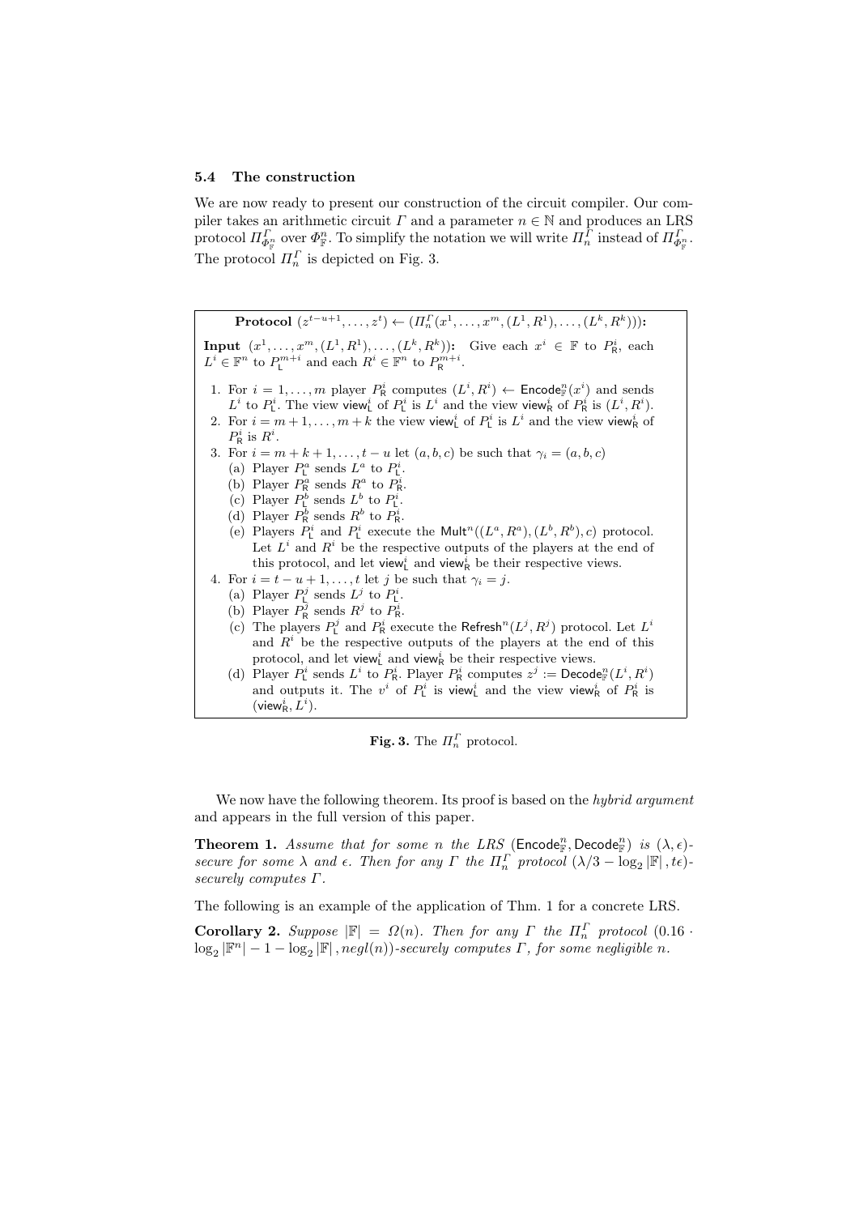### 5.4 The construction

We are now ready to present our construction of the circuit compiler. Our compiler takes an arithmetic circuit $\Gamma$ and a parameter $n \in \mathbb{N}$ and produces an LRS protocol $\Pi^{\Gamma}_{\Phi^n_{\mathbb{F}}}$ over $\Phi^n_{\mathbb{F}}$. To simplify the notation we will write $\Pi^{\Gamma}_n$ instead of $\Pi^{\Gamma}_{\Phi^n_{\mathbb{F}}}$. The protocol $\Pi^{\Gamma}_n$ is depicted on Fig. 3.

**Protocol** $(z^{t-u+1}, \ldots, z^t) \leftarrow (\Pi^{\Gamma}_n(x^1, \ldots, x^m, (L^1, R^1), \ldots, (L^k, R^k)))$**:**

**Input** $(x^1, \ldots, x^m, (L^1, R^1), \ldots, (L^k, R^k))$**:** Give each $x^i \in \mathbb{F}$ to $P^i_{\mathsf{R}}$, each $L^i \in \mathbb{F}^n$ to $P^{m+i}_{\mathsf{L}}$ and each $R^i \in \mathbb{F}^n$ to $P^{m+i}_{\mathsf{R}}$.

1. For $i = 1, \ldots, m$ player $P^i_{\mathsf{R}}$ computes $(L^i, R^i) \leftarrow \mathsf{Encode}^n_{\mathbb{F}}(x^i)$ and sends $L^i$ to $P^i_{\mathsf{L}}$. The view $\mathsf{view}^i_{\mathsf{L}}$ of $P^i_{\mathsf{L}}$ is $L^i$ and the view $\mathsf{view}^i_{\mathsf{R}}$ of $P^i_{\mathsf{R}}$ is $(L^i, R^i)$.
2. For $i = m+1, \ldots, m+k$ the view $\mathsf{view}^i_{\mathsf{L}}$ of $P^i_{\mathsf{L}}$ is $L^i$ and the view $\mathsf{view}^i_{\mathsf{R}}$ of $P^i_{\mathsf{R}}$ is $R^i$.
3. For $i = m+k+1, \ldots, t-u$ let $(a, b, c)$ be such that $\gamma_i = (a, b, c)$
   (a) Player $P^a_{\mathsf{L}}$ sends $L^a$ to $P^i_{\mathsf{L}}$.
   (b) Player $P^a_{\mathsf{R}}$ sends $R^a$ to $P^i_{\mathsf{R}}$.
   (c) Player $P^b_{\mathsf{L}}$ sends $L^b$ to $P^i_{\mathsf{L}}$.
   (d) Player $P^b_{\mathsf{R}}$ sends $R^b$ to $P^i_{\mathsf{R}}$.
   (e) Players $P^i_{\mathsf{L}}$ and $P^i_{\mathsf{L}}$ execute the $\mathsf{Mult}^n((L^a, R^a), (L^b, R^b), c)$ protocol. Let $L^i$ and $R^i$ be the respective outputs of the players at the end of this protocol, and let $\mathsf{view}^i_{\mathsf{L}}$ and $\mathsf{view}^i_{\mathsf{R}}$ be their respective views.
4. For $i = t-u+1, \ldots, t$ let $j$ be such that $\gamma_i = j$.
   (a) Player $P^j_{\mathsf{L}}$ sends $L^j$ to $P^i_{\mathsf{L}}$.
   (b) Player $P^j_{\mathsf{R}}$ sends $R^j$ to $P^i_{\mathsf{R}}$.
   (c) The players $P^j_{\mathsf{L}}$ and $P^i_{\mathsf{R}}$ execute the $\mathsf{Refresh}^n(L^j, R^j)$ protocol. Let $L^i$ and $R^i$ be the respective outputs of the players at the end of this protocol, and let $\mathsf{view}^i_{\mathsf{L}}$ and $\mathsf{view}^i_{\mathsf{R}}$ be their respective views.
   (d) Player $P^i_{\mathsf{L}}$ sends $L^i$ to $P^i_{\mathsf{R}}$. Player $P^i_{\mathsf{R}}$ computes $z^j := \mathsf{Decode}^n_{\mathbb{F}}(L^i, R^i)$ and outputs it. The $v^i$ of $P^i_{\mathsf{L}}$ is $\mathsf{view}^i_{\mathsf{L}}$ and the view $\mathsf{view}^i_{\mathsf{R}}$ of $P^i_{\mathsf{R}}$ is $(\mathsf{view}^i_{\mathsf{R}}, L^i)$.

**Fig. 3.** The $\Pi^{\Gamma}_n$ protocol.

We now have the following theorem. Its proof is based on the *hybrid argument* and appears in the full version of this paper.

**Theorem 1.** *Assume that for some $n$ the LRS $(\mathsf{Encode}^n_{\mathbb{F}}, \mathsf{Decode}^n_{\mathbb{F}})$ is $(\lambda, \epsilon)$-secure for some $\lambda$ and $\epsilon$. Then for any $\Gamma$ the $\Pi^{\Gamma}_n$ protocol $(\lambda/3 - \log_2 |\mathbb{F}|, t\epsilon)$-securely computes $\Gamma$.*

The following is an example of the application of Thm. 1 for a concrete LRS.

**Corollary 2.** *Suppose $|\mathbb{F}| = \Omega(n)$. Then for any $\Gamma$ the $\Pi^{\Gamma}_n$ protocol $(0.16 \cdot \log_2 |\mathbb{F}^n| - 1 - \log_2 |\mathbb{F}|, negl(n))$-securely computes $\Gamma$, for some negligible $n$.*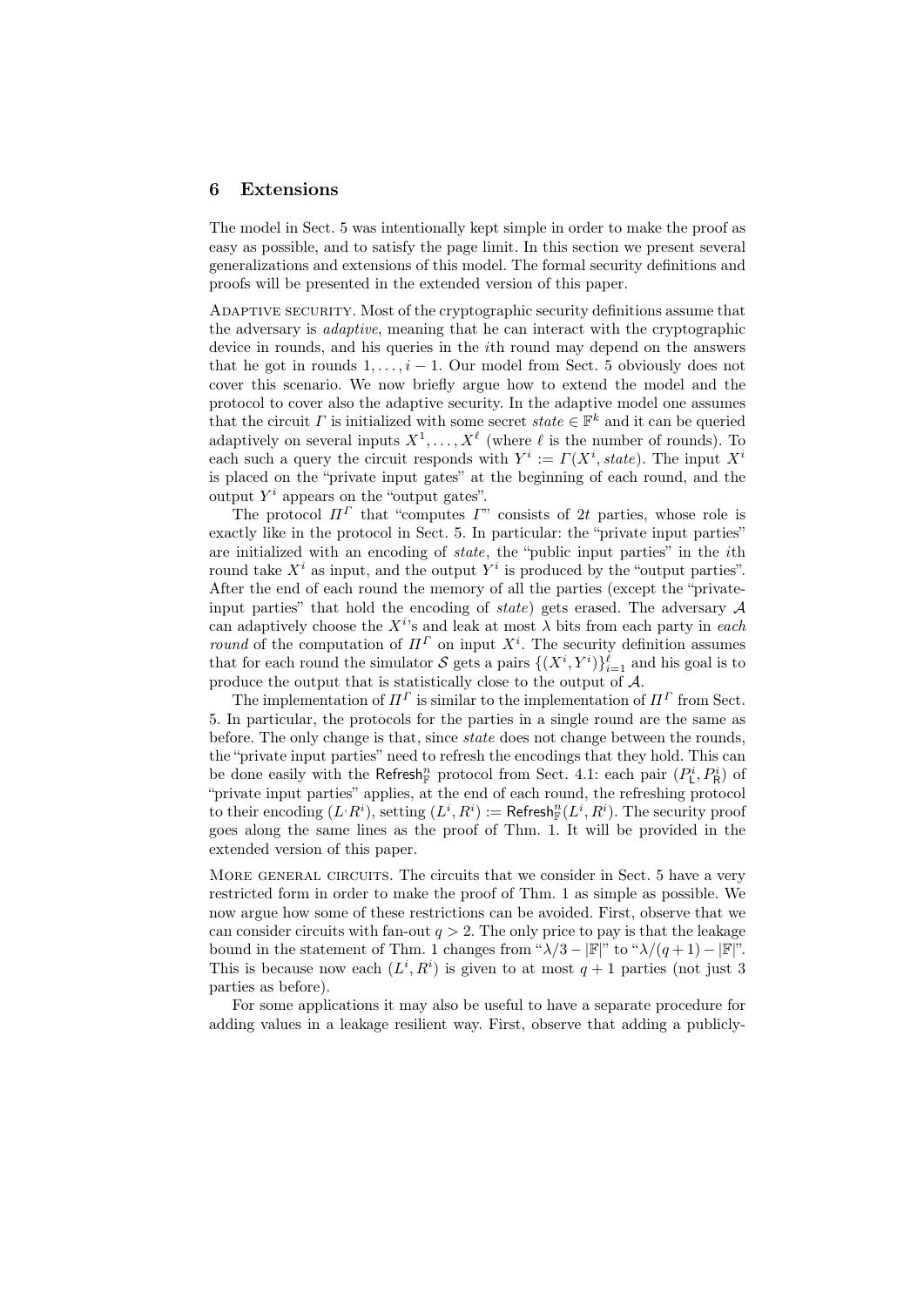## 6 Extensions

The model in Sect. 5 was intentionally kept simple in order to make the proof as easy as possible, and to satisfy the page limit. In this section we present several generalizations and extensions of this model. The formal security definitions and proofs will be presented in the extended version of this paper.

ADAPTIVE SECURITY. Most of the cryptographic security definitions assume that the adversary is *adaptive*, meaning that he can interact with the cryptographic device in rounds, and his queries in the $i$th round may depend on the answers that he got in rounds $1, \ldots, i-1$. Our model from Sect. 5 obviously does not cover this scenario. We now briefly argue how to extend the model and the protocol to cover also the adaptive security. In the adaptive model one assumes that the circuit $\Gamma$ is initialized with some secret $state \in \mathbb{F}^k$ and it can be queried adaptively on several inputs $X^1, \ldots, X^\ell$ (where $\ell$ is the number of rounds). To each such a query the circuit responds with $Y^i := \Gamma(X^i, state)$. The input $X^i$ is placed on the "private input gates" at the beginning of each round, and the output $Y^i$ appears on the "output gates".

The protocol $\Pi^\Gamma$ that "computes $\Gamma$" consists of $2t$ parties, whose role is exactly like in the protocol in Sect. 5. In particular: the "private input parties" are initialized with an encoding of *state*, the "public input parties" in the $i$th round take $X^i$ as input, and the output $Y^i$ is produced by the "output parties". After the end of each round the memory of all the parties (except the "private-input parties" that hold the encoding of *state*) gets erased. The adversary $\mathcal{A}$ can adaptively choose the $X^i$'s and leak at most $\lambda$ bits from each party in *each round* of the computation of $\Pi^\Gamma$ on input $X^i$. The security definition assumes that for each round the simulator $\mathcal{S}$ gets a pairs $\{(X^i, Y^i)\}_{i=1}^{\ell}$ and his goal is to produce the output that is statistically close to the output of $\mathcal{A}$.

The implementation of $\Pi^\Gamma$ is similar to the implementation of $\Pi^\Gamma$ from Sect. 5. In particular, the protocols for the parties in a single round are the same as before. The only change is that, since *state* does not change between the rounds, the "private input parties" need to refresh the encodings that they hold. This can be done easily with the $\mathsf{Refresh}^n_{\mathbb{F}}$ protocol from Sect. 4.1: each pair $(P^i_{\mathsf{L}}, P^i_{\mathsf{R}})$ of "private input parties" applies, at the end of each round, the refreshing protocol to their encoding $(L^{\cdot} R^i)$, setting $(L^i, R^i) := \mathsf{Refresh}^n_{\mathbb{F}}(L^i, R^i)$. The security proof goes along the same lines as the proof of Thm. 1. It will be provided in the extended version of this paper.

MORE GENERAL CIRCUITS. The circuits that we consider in Sect. 5 have a very restricted form in order to make the proof of Thm. 1 as simple as possible. We now argue how some of these restrictions can be avoided. First, observe that we can consider circuits with fan-out $q > 2$. The only price to pay is that the leakage bound in the statement of Thm. 1 changes from "$\lambda/3 - |\mathbb{F}|$" to "$\lambda/(q+1) - |\mathbb{F}|$". This is because now each $(L^i, R^i)$ is given to at most $q+1$ parties (not just 3 parties as before).

For some applications it may also be useful to have a separate procedure for adding values in a leakage resilient way. First, observe that adding a publicly-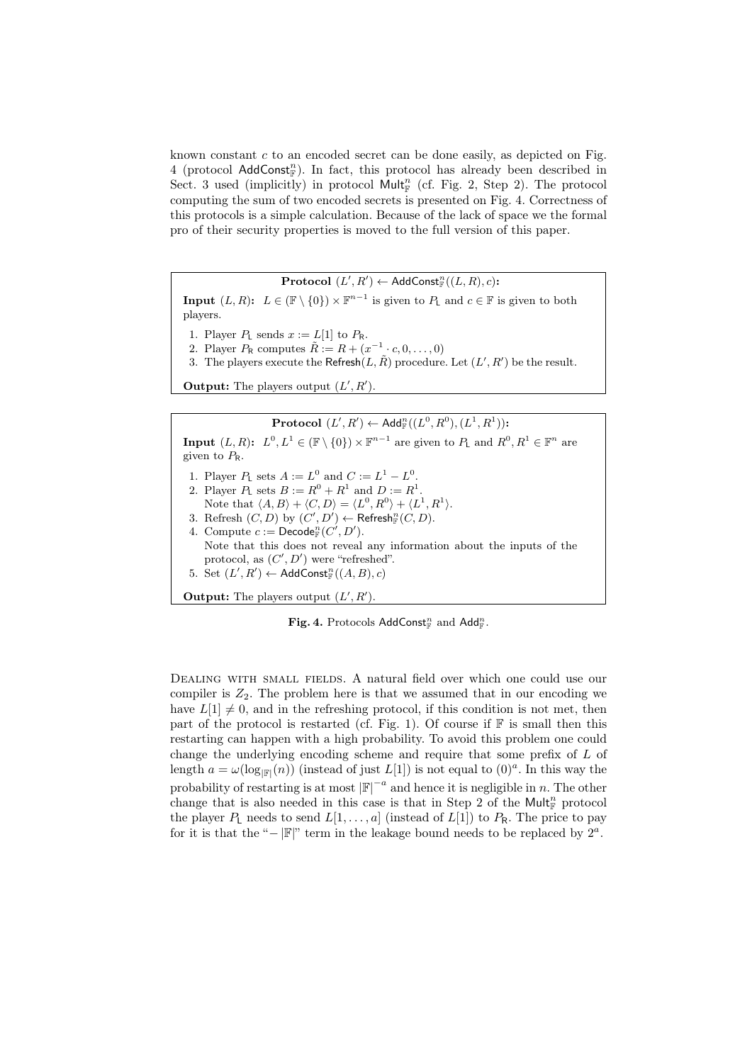known constant $c$ to an encoded secret can be done easily, as depicted on Fig. 4 (protocol $\mathsf{AddConst}^n_{\mathbb{F}}$). In fact, this protocol has already been described in Sect. 3 used (implicitly) in protocol $\mathsf{Mult}^n_{\mathbb{F}}$ (cf. Fig. 2, Step 2). The protocol computing the sum of two encoded secrets is presented on Fig. 4. Correctness of this protocols is a simple calculation. Because of the lack of space we the formal pro of their security properties is moved to the full version of this paper.

---

**Protocol $(L', R') \leftarrow \mathsf{AddConst}^n_{\mathbb{F}}((L, R), c)$:**

**Input $(L, R)$:** $L \in (\mathbb{F} \setminus \{0\}) \times \mathbb{F}^{n-1}$ is given to $P_{\mathsf{L}}$ and $c \in \mathbb{F}$ is given to both players.

1. Player $P_{\mathsf{L}}$ sends $x := L[1]$ to $P_{\mathsf{R}}$.
2. Player $P_{\mathsf{R}}$ computes $\tilde{R} := R + (x^{-1} \cdot c, 0, \ldots, 0)$
3. The players execute the $\mathsf{Refresh}(L, \tilde{R})$ procedure. Let $(L', R')$ be the result.

**Output:** The players output $(L', R')$.

---

**Protocol $(L', R') \leftarrow \mathsf{Add}^n_{\mathbb{F}}((L^0, R^0), (L^1, R^1))$:**

**Input $(L, R)$:** $L^0, L^1 \in (\mathbb{F} \setminus \{0\}) \times \mathbb{F}^{n-1}$ are given to $P_{\mathsf{L}}$ and $R^0, R^1 \in \mathbb{F}^n$ are given to $P_{\mathsf{R}}$.

1. Player $P_{\mathsf{L}}$ sets $A := L^0$ and $C := L^1 - L^0$.
2. Player $P_{\mathsf{L}}$ sets $B := R^0 + R^1$ and $D := R^1$.
   Note that $\langle A, B \rangle + \langle C, D \rangle = \langle L^0, R^0 \rangle + \langle L^1, R^1 \rangle$.
3. Refresh $(C, D)$ by $(C', D') \leftarrow \mathsf{Refresh}^n_{\mathbb{F}}(C, D)$.
4. Compute $c := \mathsf{Decode}^n_{\mathbb{F}}(C', D')$.
   Note that this does not reveal any information about the inputs of the protocol, as $(C', D')$ were "refreshed".
5. Set $(L', R') \leftarrow \mathsf{AddConst}^n_{\mathbb{F}}((A, B), c)$

**Output:** The players output $(L', R')$.

---

**Fig. 4.** Protocols $\mathsf{AddConst}^n_{\mathbb{F}}$ and $\mathsf{Add}^n_{\mathbb{F}}$.

Dealing with small fields. A natural field over which one could use our compiler is $Z_2$. The problem here is that we assumed that in our encoding we have $L[1] \neq 0$, and in the refreshing protocol, if this condition is not met, then part of the protocol is restarted (cf. Fig. 1). Of course if $\mathbb{F}$ is small then this restarting can happen with a high probability. To avoid this problem one could change the underlying encoding scheme and require that some prefix of $L$ of length $a = \omega(\log_{|\mathbb{F}|}(n))$ (instead of just $L[1]$) is not equal to $(0)^a$. In this way the probability of restarting is at most $|\mathbb{F}|^{-a}$ and hence it is negligible in $n$. The other change that is also needed in this case is that in Step 2 of the $\mathsf{Mult}^n_{\mathbb{F}}$ protocol the player $P_{\mathsf{L}}$ needs to send $L[1, \ldots, a]$ (instead of $L[1]$) to $P_{\mathsf{R}}$. The price to pay for it is that the "$-\,|\mathbb{F}|$" term in the leakage bound needs to be replaced by $2^a$.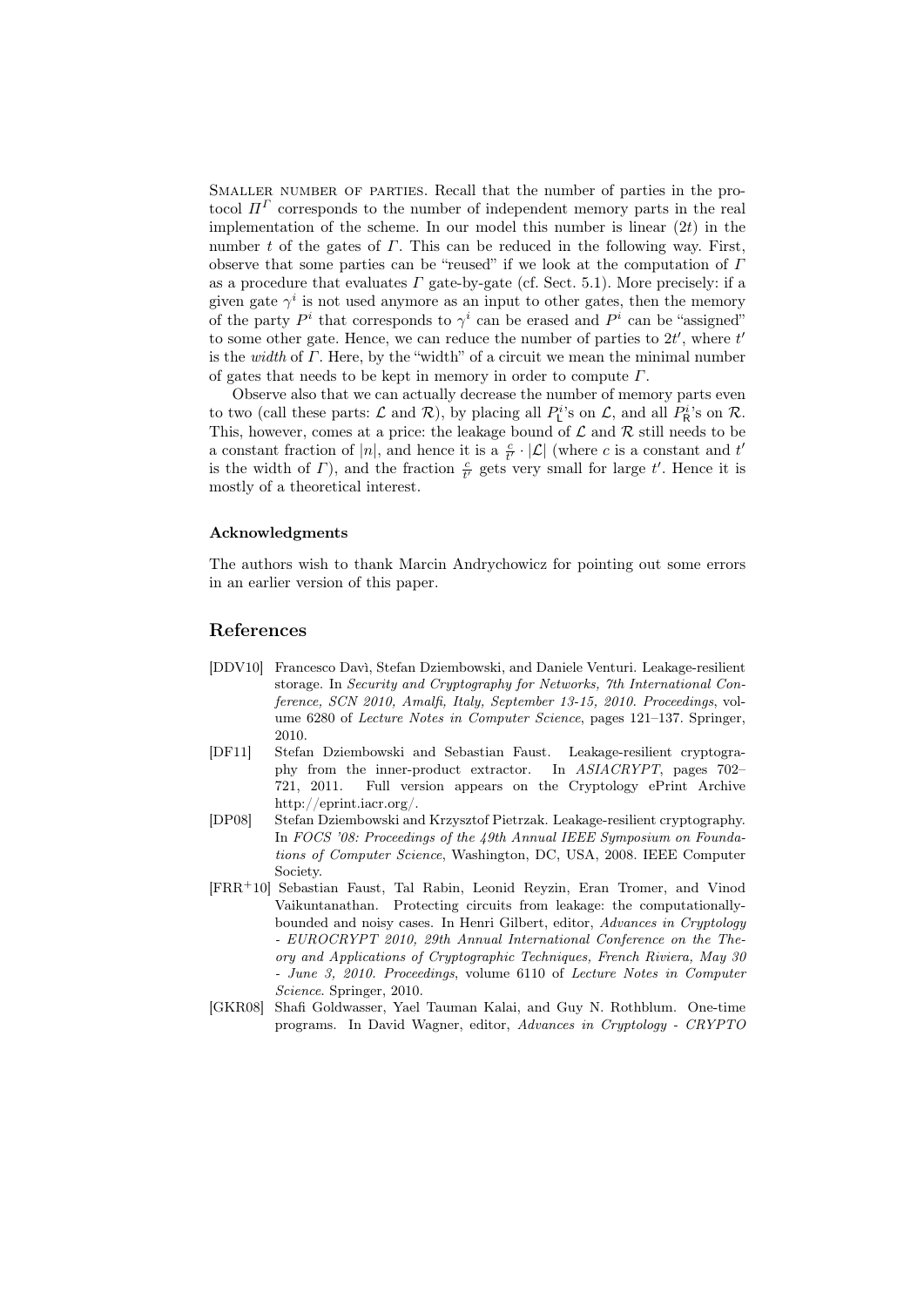Smaller number of parties. Recall that the number of parties in the protocol $\Pi^\Gamma$ corresponds to the number of independent memory parts in the real implementation of the scheme. In our model this number is linear ($2t$) in the number $t$ of the gates of $\Gamma$. This can be reduced in the following way. First, observe that some parties can be "reused" if we look at the computation of $\Gamma$ as a procedure that evaluates $\Gamma$ gate-by-gate (cf. Sect. 5.1). More precisely: if a given gate $\gamma^i$ is not used anymore as an input to other gates, then the memory of the party $P^i$ that corresponds to $\gamma^i$ can be erased and $P^i$ can be "assigned" to some other gate. Hence, we can reduce the number of parties to $2t'$, where $t'$ is the *width* of $\Gamma$. Here, by the "width" of a circuit we mean the minimal number of gates that needs to be kept in memory in order to compute $\Gamma$.

Observe also that we can actually decrease the number of memory parts even to two (call these parts: $\mathcal{L}$ and $\mathcal{R}$), by placing all $P^i_{\mathsf{L}}$'s on $\mathcal{L}$, and all $P^i_{\mathsf{R}}$'s on $\mathcal{R}$. This, however, comes at a price: the leakage bound of $\mathcal{L}$ and $\mathcal{R}$ still needs to be a constant fraction of $|n|$, and hence it is a $\frac{c}{t'} \cdot |\mathcal{L}|$ (where $c$ is a constant and $t'$ is the width of $\Gamma$), and the fraction $\frac{c}{t'}$ gets very small for large $t'$. Hence it is mostly of a theoretical interest.

### Acknowledgments

The authors wish to thank Marcin Andrychowicz for pointing out some errors in an earlier version of this paper.

## References

- [DDV10] Francesco Davì, Stefan Dziembowski, and Daniele Venturi. Leakage-resilient storage. In *Security and Cryptography for Networks, 7th International Conference, SCN 2010, Amalfi, Italy, September 13-15, 2010. Proceedings*, volume 6280 of *Lecture Notes in Computer Science*, pages 121–137. Springer, 2010.
- [DF11] Stefan Dziembowski and Sebastian Faust. Leakage-resilient cryptography from the inner-product extractor. In *ASIACRYPT*, pages 702–721, 2011. Full version appears on the Cryptology ePrint Archive http://eprint.iacr.org/.
- [DP08] Stefan Dziembowski and Krzysztof Pietrzak. Leakage-resilient cryptography. In *FOCS '08: Proceedings of the 49th Annual IEEE Symposium on Foundations of Computer Science*, Washington, DC, USA, 2008. IEEE Computer Society.
- [FRR+10] Sebastian Faust, Tal Rabin, Leonid Reyzin, Eran Tromer, and Vinod Vaikuntanathan. Protecting circuits from leakage: the computationally-bounded and noisy cases. In Henri Gilbert, editor, *Advances in Cryptology - EUROCRYPT 2010, 29th Annual International Conference on the Theory and Applications of Cryptographic Techniques, French Riviera, May 30 - June 3, 2010. Proceedings*, volume 6110 of *Lecture Notes in Computer Science*. Springer, 2010.
- [GKR08] Shafi Goldwasser, Yael Tauman Kalai, and Guy N. Rothblum. One-time programs. In David Wagner, editor, *Advances in Cryptology - CRYPTO*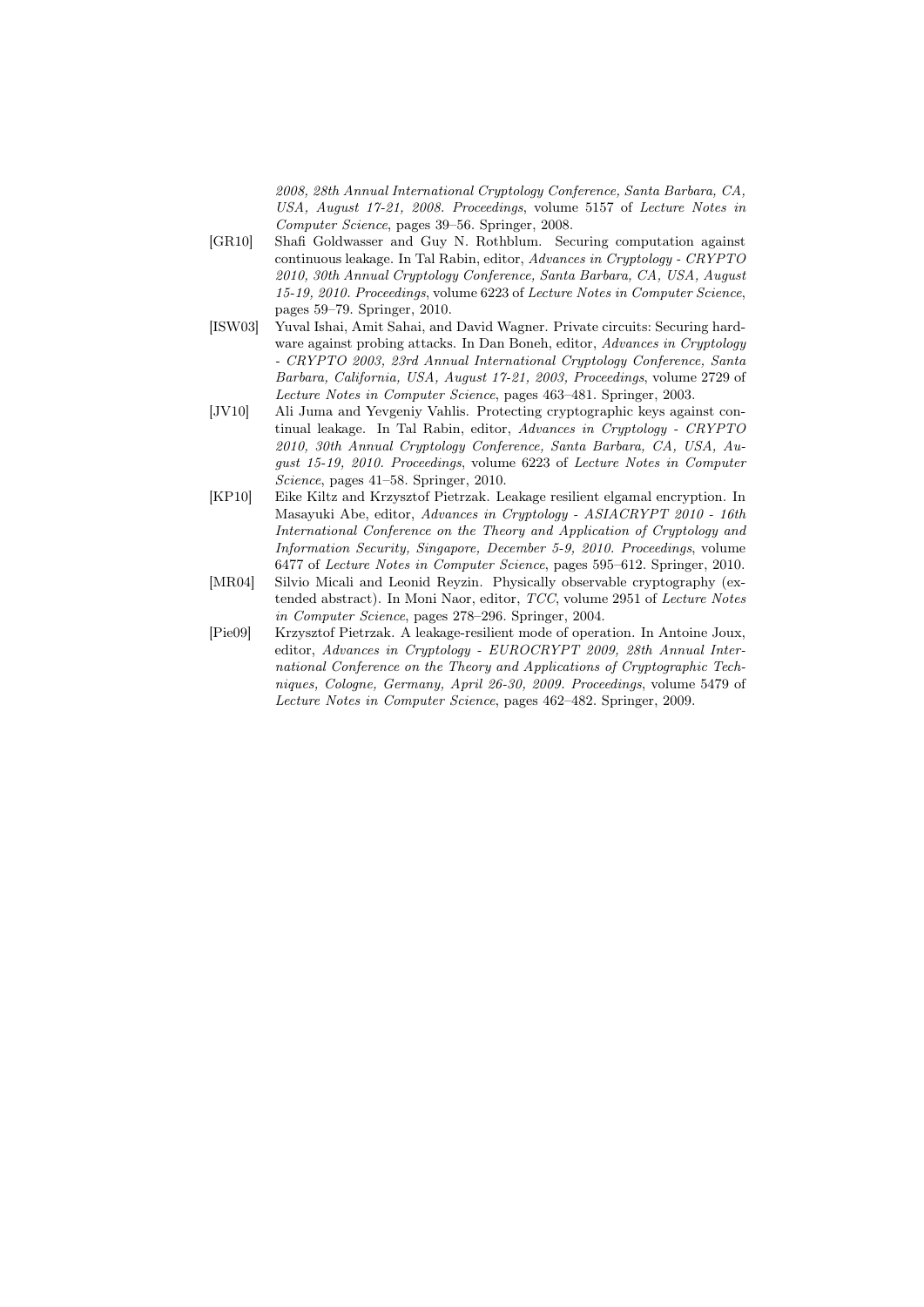*2008, 28th Annual International Cryptology Conference, Santa Barbara, CA, USA, August 17-21, 2008. Proceedings*, volume 5157 of *Lecture Notes in Computer Science*, pages 39–56. Springer, 2008.

[GR10] Shafi Goldwasser and Guy N. Rothblum. Securing computation against continuous leakage. In Tal Rabin, editor, *Advances in Cryptology - CRYPTO 2010, 30th Annual Cryptology Conference, Santa Barbara, CA, USA, August 15-19, 2010. Proceedings*, volume 6223 of *Lecture Notes in Computer Science*, pages 59–79. Springer, 2010.

[ISW03] Yuval Ishai, Amit Sahai, and David Wagner. Private circuits: Securing hardware against probing attacks. In Dan Boneh, editor, *Advances in Cryptology - CRYPTO 2003, 23rd Annual International Cryptology Conference, Santa Barbara, California, USA, August 17-21, 2003, Proceedings*, volume 2729 of *Lecture Notes in Computer Science*, pages 463–481. Springer, 2003.

[JV10] Ali Juma and Yevgeniy Vahlis. Protecting cryptographic keys against continual leakage. In Tal Rabin, editor, *Advances in Cryptology - CRYPTO 2010, 30th Annual Cryptology Conference, Santa Barbara, CA, USA, August 15-19, 2010. Proceedings*, volume 6223 of *Lecture Notes in Computer Science*, pages 41–58. Springer, 2010.

[KP10] Eike Kiltz and Krzysztof Pietrzak. Leakage resilient elgamal encryption. In Masayuki Abe, editor, *Advances in Cryptology - ASIACRYPT 2010 - 16th International Conference on the Theory and Application of Cryptology and Information Security, Singapore, December 5-9, 2010. Proceedings*, volume 6477 of *Lecture Notes in Computer Science*, pages 595–612. Springer, 2010.

[MR04] Silvio Micali and Leonid Reyzin. Physically observable cryptography (extended abstract). In Moni Naor, editor, *TCC*, volume 2951 of *Lecture Notes in Computer Science*, pages 278–296. Springer, 2004.

[Pie09] Krzysztof Pietrzak. A leakage-resilient mode of operation. In Antoine Joux, editor, *Advances in Cryptology - EUROCRYPT 2009, 28th Annual International Conference on the Theory and Applications of Cryptographic Techniques, Cologne, Germany, April 26-30, 2009. Proceedings*, volume 5479 of *Lecture Notes in Computer Science*, pages 462–482. Springer, 2009.